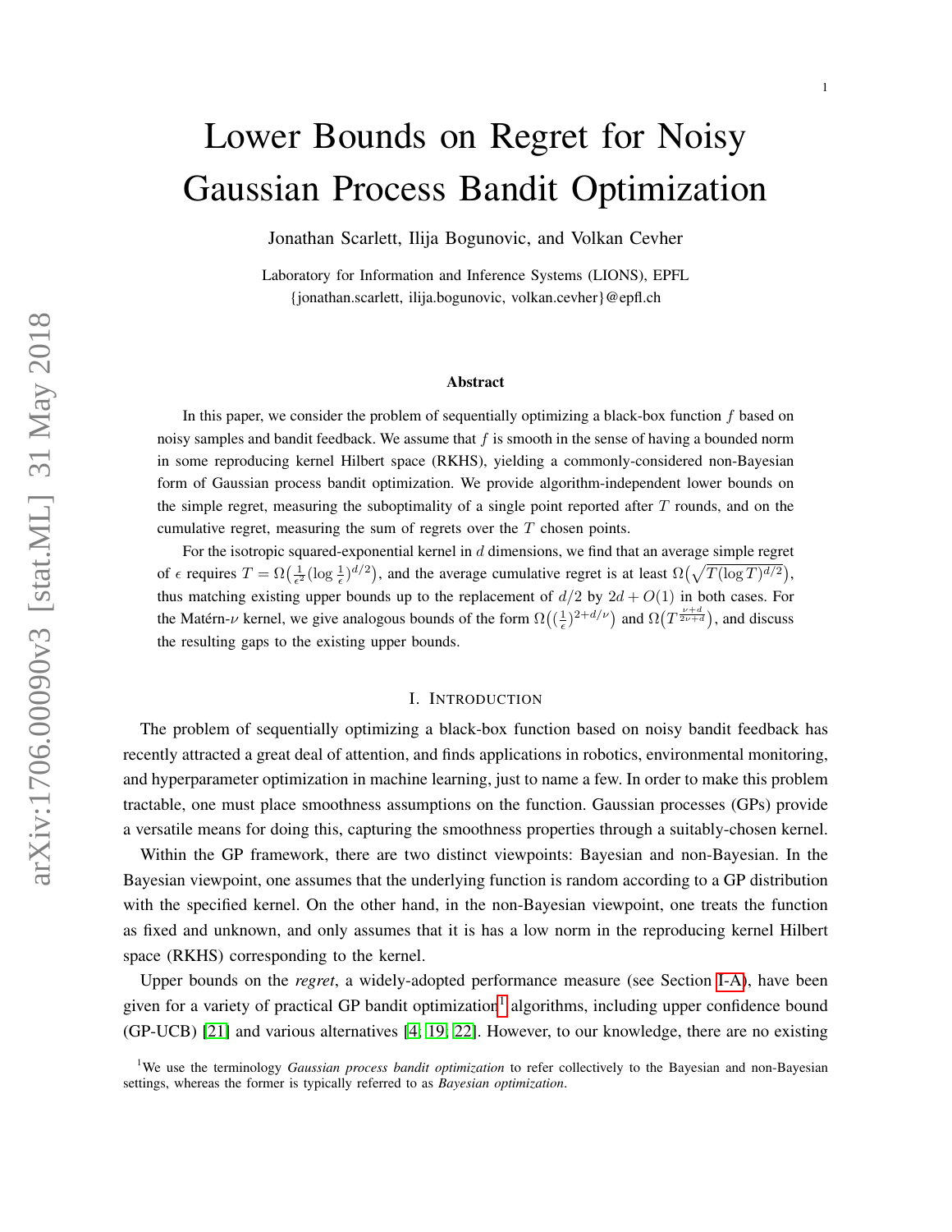# Lower Bounds on Regret for Noisy Gaussian Process Bandit Optimization

Jonathan Scarlett, Ilija Bogunovic, and Volkan Cevher

Laboratory for Information and Inference Systems (LIONS), EPFL
{jonathan.scarlett, ilija.bogunovic, volkan.cevher}@epfl.ch

### Abstract

In this paper, we consider the problem of sequentially optimizing a black-box function $f$ based on noisy samples and bandit feedback. We assume that $f$ is smooth in the sense of having a bounded norm in some reproducing kernel Hilbert space (RKHS), yielding a commonly-considered non-Bayesian form of Gaussian process bandit optimization. We provide algorithm-independent lower bounds on the simple regret, measuring the suboptimality of a single point reported after $T$ rounds, and on the cumulative regret, measuring the sum of regrets over the $T$ chosen points.

For the isotropic squared-exponential kernel in $d$ dimensions, we find that an average simple regret of $\epsilon$ requires $T = \Omega\big(\frac{1}{\epsilon^2}(\log\frac{1}{\epsilon})^{d/2}\big)$, and the average cumulative regret is at least $\Omega\big(\sqrt{T(\log T)^{d/2}}\big)$, thus matching existing upper bounds up to the replacement of $d/2$ by $2d + O(1)$ in both cases. For the Matérn-$\nu$ kernel, we give analogous bounds of the form $\Omega\big((\frac{1}{\epsilon})^{2+d/\nu}\big)$ and $\Omega\big(T^{\frac{\nu+d}{2\nu+d}}\big)$, and discuss the resulting gaps to the existing upper bounds.

## I. Introduction

The problem of sequentially optimizing a black-box function based on noisy bandit feedback has recently attracted a great deal of attention, and finds applications in robotics, environmental monitoring, and hyperparameter optimization in machine learning, just to name a few. In order to make this problem tractable, one must place smoothness assumptions on the function. Gaussian processes (GPs) provide a versatile means for doing this, capturing the smoothness properties through a suitably-chosen kernel.

Within the GP framework, there are two distinct viewpoints: Bayesian and non-Bayesian. In the Bayesian viewpoint, one assumes that the underlying function is random according to a GP distribution with the specified kernel. On the other hand, in the non-Bayesian viewpoint, one treats the function as fixed and unknown, and only assumes that it is has a low norm in the reproducing kernel Hilbert space (RKHS) corresponding to the kernel.

Upper bounds on the *regret*, a widely-adopted performance measure (see Section I-A), have been given for a variety of practical GP bandit optimization[1] algorithms, including upper confidence bound (GP-UCB) [21] and various alternatives [4; 19; 22]. However, to our knowledge, there are no existing

[1] We use the terminology *Gaussian process bandit optimization* to refer collectively to the Bayesian and non-Bayesian settings, whereas the former is typically referred to as *Bayesian optimization*.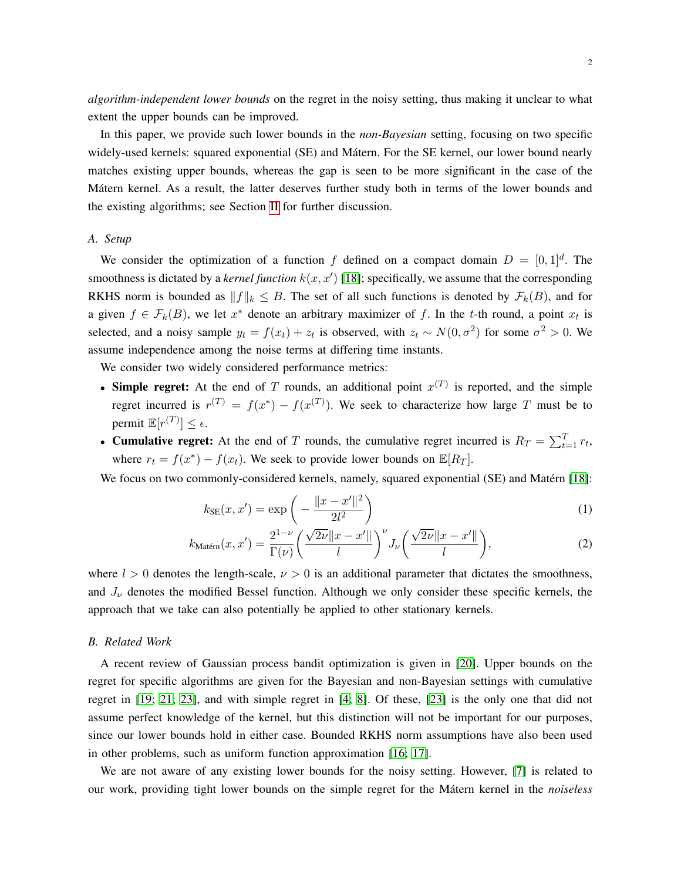*algorithm-independent lower bounds* on the regret in the noisy setting, thus making it unclear to what extent the upper bounds can be improved.

In this paper, we provide such lower bounds in the *non-Bayesian* setting, focusing on two specific widely-used kernels: squared exponential (SE) and Mátern. For the SE kernel, our lower bound nearly matches existing upper bounds, whereas the gap is seen to be more significant in the case of the Mátern kernel. As a result, the latter deserves further study both in terms of the lower bounds and the existing algorithms; see Section II for further discussion.

### A. Setup

We consider the optimization of a function $f$ defined on a compact domain $D = [0,1]^d$. The smoothness is dictated by a *kernel function* $k(x,x')$ [18]; specifically, we assume that the corresponding RKHS norm is bounded as $\|f\|_k \le B$. The set of all such functions is denoted by $\mathcal{F}_k(B)$, and for a given $f \in \mathcal{F}_k(B)$, we let $x^*$ denote an arbitrary maximizer of $f$. In the $t$-th round, a point $x_t$ is selected, and a noisy sample $y_t = f(x_t) + z_t$ is observed, with $z_t \sim N(0, \sigma^2)$ for some $\sigma^2 > 0$. We assume independence among the noise terms at differing time instants.

We consider two widely considered performance metrics:

- **Simple regret:** At the end of $T$ rounds, an additional point $x^{(T)}$ is reported, and the simple regret incurred is $r^{(T)} = f(x^*) - f(x^{(T)})$. We seek to characterize how large $T$ must be to permit $\mathbb{E}[r^{(T)}] \le \epsilon$.
- **Cumulative regret:** At the end of $T$ rounds, the cumulative regret incurred is $R_T = \sum_{t=1}^T r_t$, where $r_t = f(x^*) - f(x_t)$. We seek to provide lower bounds on $\mathbb{E}[R_T]$.

We focus on two commonly-considered kernels, namely, squared exponential (SE) and Matérn [18]:

$$k_{\text{SE}}(x,x') = \exp\bigg( - \frac{\|x-x'\|^2}{2l^2} \bigg) \tag{1}$$

$$k_{\text{Matérn}}(x,x') = \frac{2^{1-\nu}}{\Gamma(\nu)} \bigg( \frac{\sqrt{2\nu}\|x-x'\|}{l} \bigg)^{\nu} J_{\nu}\bigg( \frac{\sqrt{2\nu}\|x-x'\|}{l} \bigg), \tag{2}$$

where $l > 0$ denotes the length-scale, $\nu > 0$ is an additional parameter that dictates the smoothness, and $J_\nu$ denotes the modified Bessel function. Although we only consider these specific kernels, the approach that we take can also potentially be applied to other stationary kernels.

### B. Related Work

A recent review of Gaussian process bandit optimization is given in [20]. Upper bounds on the regret for specific algorithms are given for the Bayesian and non-Bayesian settings with cumulative regret in [19; 21; 23], and with simple regret in [4; 8]. Of these, [23] is the only one that did not assume perfect knowledge of the kernel, but this distinction will not be important for our purposes, since our lower bounds hold in either case. Bounded RKHS norm assumptions have also been used in other problems, such as uniform function approximation [16; 17].

We are not aware of any existing lower bounds for the noisy setting. However, [7] is related to our work, providing tight lower bounds on the simple regret for the Mátern kernel in the *noiseless*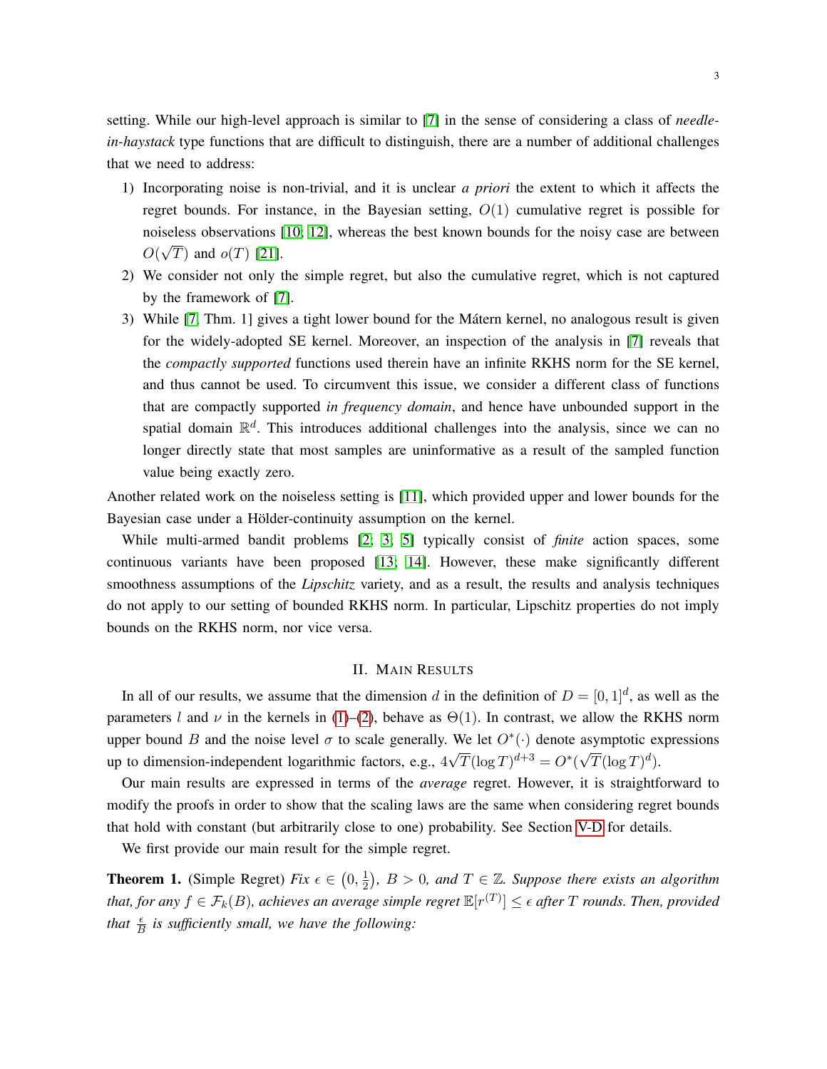setting. While our high-level approach is similar to [7] in the sense of considering a class of *needle-in-haystack* type functions that are difficult to distinguish, there are a number of additional challenges that we need to address:

1) Incorporating noise is non-trivial, and it is unclear *a priori* the extent to which it affects the regret bounds. For instance, in the Bayesian setting, $O(1)$ cumulative regret is possible for noiseless observations [10; 12], whereas the best known bounds for the noisy case are between $O(\sqrt{T})$ and $o(T)$ [21].
2) We consider not only the simple regret, but also the cumulative regret, which is not captured by the framework of [7].
3) While [7, Thm. 1] gives a tight lower bound for the Mátern kernel, no analogous result is given for the widely-adopted SE kernel. Moreover, an inspection of the analysis in [7] reveals that the *compactly supported* functions used therein have an infinite RKHS norm for the SE kernel, and thus cannot be used. To circumvent this issue, we consider a different class of functions that are compactly supported *in frequency domain*, and hence have unbounded support in the spatial domain $\mathbb{R}^d$. This introduces additional challenges into the analysis, since we can no longer directly state that most samples are uninformative as a result of the sampled function value being exactly zero.

Another related work on the noiseless setting is [11], which provided upper and lower bounds for the Bayesian case under a Hölder-continuity assumption on the kernel.

While multi-armed bandit problems [2; 3; 5] typically consist of *finite* action spaces, some continuous variants have been proposed [13; 14]. However, these make significantly different smoothness assumptions of the *Lipschitz* variety, and as a result, the results and analysis techniques do not apply to our setting of bounded RKHS norm. In particular, Lipschitz properties do not imply bounds on the RKHS norm, nor vice versa.

## II. Main Results

In all of our results, we assume that the dimension $d$ in the definition of $D = [0,1]^d$, as well as the parameters $l$ and $\nu$ in the kernels in (1)–(2), behave as $\Theta(1)$. In contrast, we allow the RKHS norm upper bound $B$ and the noise level $\sigma$ to scale generally. We let $O^*(\cdot)$ denote asymptotic expressions up to dimension-independent logarithmic factors, e.g., $4\sqrt{T}(\log T)^{d+3} = O^*(\sqrt{T}(\log T)^d)$.

Our main results are expressed in terms of the *average* regret. However, it is straightforward to modify the proofs in order to show that the scaling laws are the same when considering regret bounds that hold with constant (but arbitrarily close to one) probability. See Section V-D for details.

We first provide our main result for the simple regret.

**Theorem 1.** (Simple Regret) *Fix $\epsilon \in \left(0, \frac{1}{2}\right)$, $B > 0$, and $T \in \mathbb{Z}$. Suppose there exists an algorithm that, for any $f \in \mathcal{F}_k(B)$, achieves an average simple regret $\mathbb{E}[r^{(T)}] \le \epsilon$ after $T$ rounds. Then, provided that $\frac{\epsilon}{B}$ is sufficiently small, we have the following:*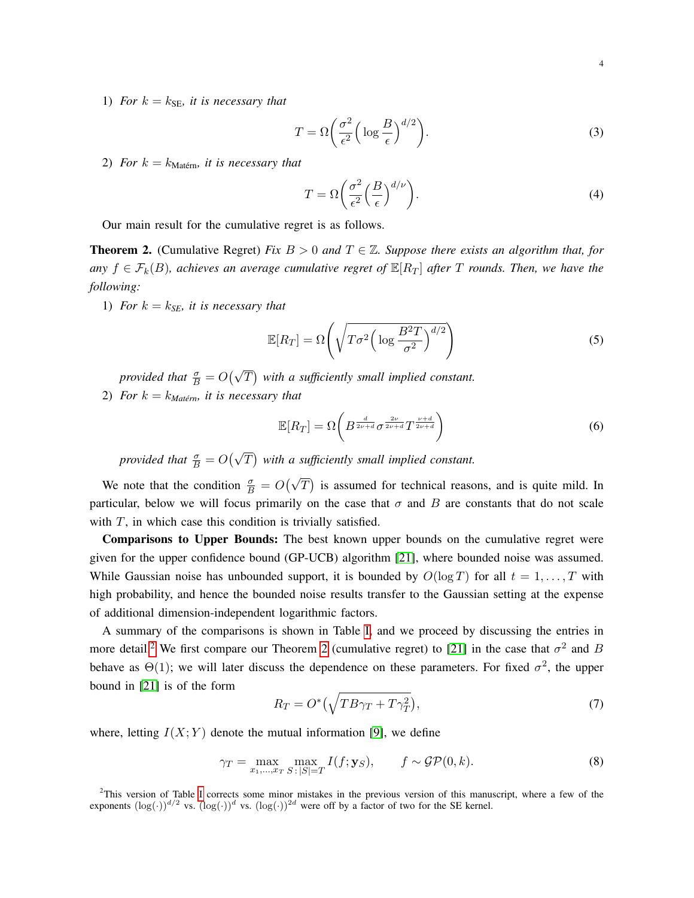1) *For $k = k_{\text{SE}}$, it is necessary that*

$$T = \Omega\bigg( \frac{\sigma^2}{\epsilon^2} \Big( \log \frac{B}{\epsilon} \Big)^{d/2} \bigg). \tag{3}$$

2) *For $k = k_{\text{Matérn}}$, it is necessary that*

$$T = \Omega\bigg( \frac{\sigma^2}{\epsilon^2} \Big( \frac{B}{\epsilon} \Big)^{d/\nu} \bigg). \tag{4}$$

Our main result for the cumulative regret is as follows.

**Theorem 2.** (Cumulative Regret) *Fix $B > 0$ and $T \in \mathbb{Z}$. Suppose there exists an algorithm that, for any $f \in \mathcal{F}_k(B)$, achieves an average cumulative regret of $\mathbb{E}[R_T]$ after $T$ rounds. Then, we have the following:*

1) *For $k = k_{SE}$, it is necessary that*

$$\mathbb{E}[R_T] = \Omega\Bigg( \sqrt{T\sigma^2 \Big( \log \frac{B^2 T}{\sigma^2} \Big)^{d/2}} \Bigg) \tag{5}$$

*provided that $\frac{\sigma}{B} = O\big(\sqrt{T}\big)$ with a sufficiently small implied constant.*

2) *For $k = k_{Matérn}$, it is necessary that*

$$\mathbb{E}[R_T] = \Omega\bigg( B^{\frac{d}{2\nu+d}} \sigma^{\frac{2\nu}{2\nu+d}} T^{\frac{\nu+d}{2\nu+d}} \bigg) \tag{6}$$

*provided that $\frac{\sigma}{B} = O\big(\sqrt{T}\big)$ with a sufficiently small implied constant.*

We note that the condition $\frac{\sigma}{B} = O\big(\sqrt{T}\big)$ is assumed for technical reasons, and is quite mild. In particular, below we will focus primarily on the case that $\sigma$ and $B$ are constants that do not scale with $T$, in which case this condition is trivially satisfied.

**Comparisons to Upper Bounds:** The best known upper bounds on the cumulative regret were given for the upper confidence bound (GP-UCB) algorithm [21], where bounded noise was assumed. While Gaussian noise has unbounded support, it is bounded by $O(\log T)$ for all $t = 1, \dots, T$ with high probability, and hence the bounded noise results transfer to the Gaussian setting at the expense of additional dimension-independent logarithmic factors.

A summary of the comparisons is shown in Table I, and we proceed by discussing the entries in more detail.[2] We first compare our Theorem 2 (cumulative regret) to [21] in the case that $\sigma^2$ and $B$ behave as $\Theta(1)$; we will later discuss the dependence on these parameters. For fixed $\sigma^2$, the upper bound in [21] is of the form

$$R_T = O^*\big( \sqrt{TB\gamma_T + T\gamma_T^2} \big), \tag{7}$$

where, letting $I(X;Y)$ denote the mutual information [9], we define

$$\gamma_T = \max_{x_1,\dots,x_T} \max_{S \,:\, |S|=T} I(f; \mathbf{y}_S), \qquad f \sim \mathcal{GP}(0,k). \tag{8}$$

[2] This version of Table I corrects some minor mistakes in the previous version of this manuscript, where a few of the exponents $(\log(\cdot))^{d/2}$ vs. $(\log(\cdot))^{d}$ vs. $(\log(\cdot))^{2d}$ were off by a factor of two for the SE kernel.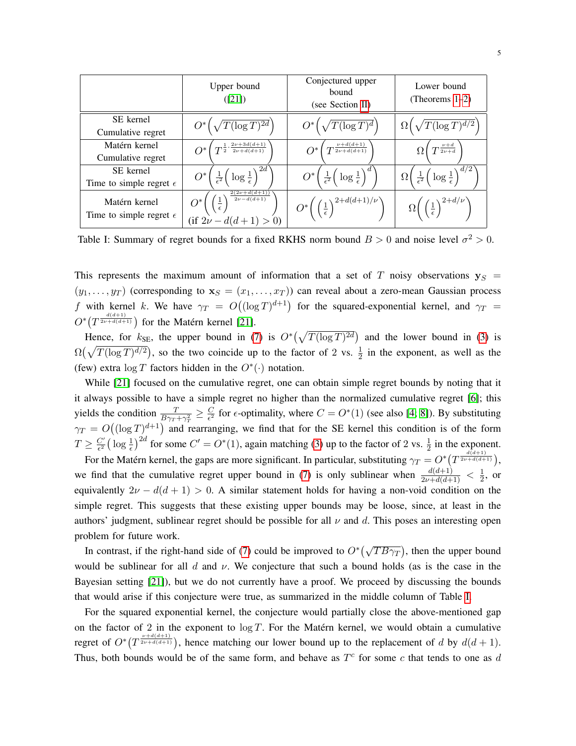| | Upper bound ([21]) | Conjectured upper bound (see Section II) | Lower bound (Theorems 1–2) |
|---|---|---|---|
| SE kernel Cumulative regret | $O^*\Big(\sqrt{T(\log T)^{2d}}\Big)$ | $O^*\Big(\sqrt{T(\log T)^{d}}\Big)$ | $\Omega\Big(\sqrt{T(\log T)^{d/2}}\Big)$ |
| Matérn kernel Cumulative regret | $O^*\Big(T^{\frac{1}{2}\cdot\frac{2\nu+3d(d+1)}{2\nu+d(d+1)}}\Big)$ | $O^*\Big(T^{\frac{\nu+d(d+1)}{2\nu+d(d+1)}}\Big)$ | $\Omega\Big(T^{\frac{\nu+d}{2\nu+d}}\Big)$ |
| SE kernel Time to simple regret $\epsilon$ | $O^*\Big(\frac{1}{\epsilon^2}\Big(\log\frac{1}{\epsilon}\Big)^{2d}\Big)$ | $O^*\Big(\frac{1}{\epsilon^2}\Big(\log\frac{1}{\epsilon}\Big)^{d}\Big)$ | $\Omega\Big(\frac{1}{\epsilon^2}\Big(\log\frac{1}{\epsilon}\Big)^{d/2}\Big)$ |
| Matérn kernel Time to simple regret $\epsilon$ | $O^*\Big(\Big(\frac{1}{\epsilon}\Big)^{\frac{2(2\nu+d(d+1))}{2\nu-d(d+1)}}\Big)$ (if $2\nu-d(d+1)>0$) | $O^*\Big(\Big(\frac{1}{\epsilon}\Big)^{2+d(d+1)/\nu}\Big)$ | $\Omega\Big(\Big(\frac{1}{\epsilon}\Big)^{2+d/\nu}\Big)$ |

Table I: Summary of regret bounds for a fixed RKHS norm bound $B>0$ and noise level $\sigma^2>0$.

This represents the maximum amount of information that a set of $T$ noisy observations $\mathbf{y}_S = (y_1,\dots,y_T)$ (corresponding to $\mathbf{x}_S = (x_1,\dots,x_T)$) can reveal about a zero-mean Gaussian process $f$ with kernel $k$. We have $\gamma_T = O\big((\log T)^{d+1}\big)$ for the squared-exponential kernel, and $\gamma_T = O^*\big(T^{\frac{d(d+1)}{2\nu+d(d+1)}}\big)$ for the Matérn kernel [21].

Hence, for $k_{\text{SE}}$, the upper bound in (7) is $O^*\big(\sqrt{T(\log T)^{2d}}\big)$ and the lower bound in (3) is $\Omega\big(\sqrt{T(\log T)^{d/2}}\big)$, so the two coincide up to the factor of 2 vs. $\frac{1}{2}$ in the exponent, as well as the (few) extra $\log T$ factors hidden in the $O^*(\cdot)$ notation.

While [21] focused on the cumulative regret, one can obtain simple regret bounds by noting that it it always possible to have a simple regret no higher than the normalized cumulative regret [6]; this yields the condition $\frac{T}{B\gamma_T+\gamma_T^2} \ge \frac{C}{\epsilon^2}$ for $\epsilon$-optimality, where $C = O^*(1)$ (see also [4, 8]). By substituting $\gamma_T = O\big((\log T)^{d+1}\big)$ and rearranging, we find that for the SE kernel this condition is of the form $T \ge \frac{C'}{\epsilon^2}\big(\log\frac{1}{\epsilon}\big)^{2d}$ for some $C' = O^*(1)$, again matching (3) up to the factor of 2 vs. $\frac{1}{2}$ in the exponent.

For the Matérn kernel, the gaps are more significant. In particular, substituting $\gamma_T = O^*\big(T^{\frac{d(d+1)}{2\nu+d(d+1)}}\big)$, we find that the cumulative regret upper bound in (7) is only sublinear when $\frac{d(d+1)}{2\nu+d(d+1)} < \frac{1}{2}$, or equivalently $2\nu - d(d+1) > 0$. A similar statement holds for having a non-void condition on the simple regret. This suggests that these existing upper bounds may be loose, since, at least in the authors' judgment, sublinear regret should be possible for all $\nu$ and $d$. This poses an interesting open problem for future work.

In contrast, if the right-hand side of (7) could be improved to $O^*\big(\sqrt{TB\gamma_T}\big)$, then the upper bound would be sublinear for all $d$ and $\nu$. We conjecture that such a bound holds (as is the case in the Bayesian setting [21]), but we do not currently have a proof. We proceed by discussing the bounds that would arise if this conjecture were true, as summarized in the middle column of Table I.

For the squared exponential kernel, the conjecture would partially close the above-mentioned gap on the factor of 2 in the exponent to $\log T$. For the Matérn kernel, we would obtain a cumulative regret of $O^*\big(T^{\frac{\nu+d(d+1)}{2\nu+d(d+1)}}\big)$, hence matching our lower bound up to the replacement of $d$ by $d(d+1)$. Thus, both bounds would be of the same form, and behave as $T^c$ for some $c$ that tends to one as $d$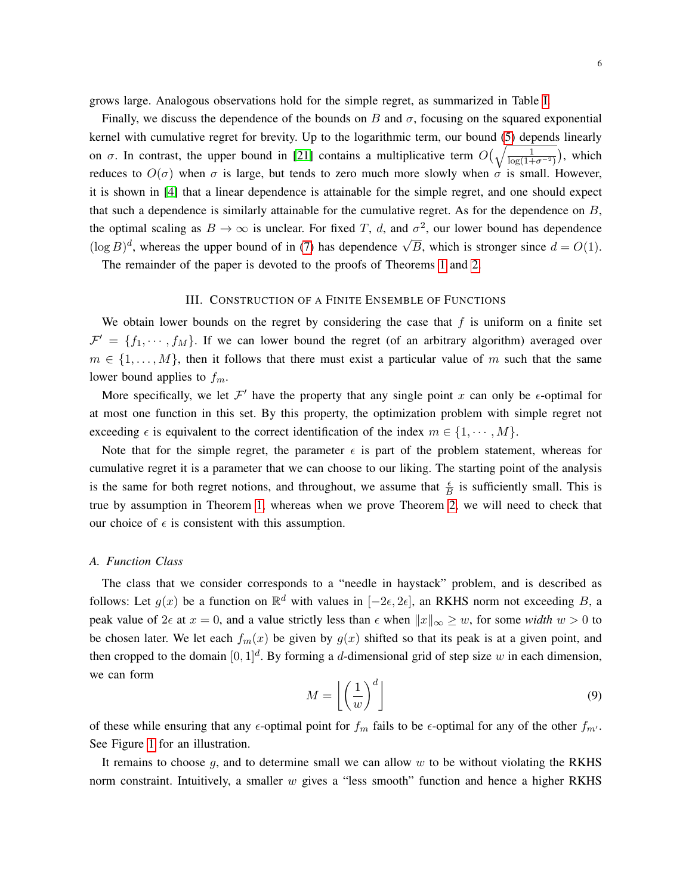grows large. Analogous observations hold for the simple regret, as summarized in Table I.

Finally, we discuss the dependence of the bounds on $B$ and $\sigma$, focusing on the squared exponential kernel with cumulative regret for brevity. Up to the logarithmic term, our bound (5) depends linearly on $\sigma$. In contrast, the upper bound in [21] contains a multiplicative term $O\big(\sqrt{\frac{1}{\log(1+\sigma^{-2})}}\big)$, which reduces to $O(\sigma)$ when $\sigma$ is large, but tends to zero much more slowly when $\sigma$ is small. However, it is shown in [4] that a linear dependence is attainable for the simple regret, and one should expect that such a dependence is similarly attainable for the cumulative regret. As for the dependence on $B$, the optimal scaling as $B \to \infty$ is unclear. For fixed $T$, $d$, and $\sigma^2$, our lower bound has dependence $(\log B)^d$, whereas the upper bound of in (7) has dependence $\sqrt{B}$, which is stronger since $d = O(1)$.

The remainder of the paper is devoted to the proofs of Theorems 1 and 2.

## III. Construction of a Finite Ensemble of Functions

We obtain lower bounds on the regret by considering the case that $f$ is uniform on a finite set $\mathcal{F}' = \{f_1, \cdots, f_M\}$. If we can lower bound the regret (of an arbitrary algorithm) averaged over $m \in \{1, \dots, M\}$, then it follows that there must exist a particular value of $m$ such that the same lower bound applies to $f_m$.

More specifically, we let $\mathcal{F}'$ have the property that any single point $x$ can only be $\epsilon$-optimal for at most one function in this set. By this property, the optimization problem with simple regret not exceeding $\epsilon$ is equivalent to the correct identification of the index $m \in \{1, \cdots, M\}$.

Note that for the simple regret, the parameter $\epsilon$ is part of the problem statement, whereas for cumulative regret it is a parameter that we can choose to our liking. The starting point of the analysis is the same for both regret notions, and throughout, we assume that $\frac{\epsilon}{B}$ is sufficiently small. This is true by assumption in Theorem 1, whereas when we prove Theorem 2, we will need to check that our choice of $\epsilon$ is consistent with this assumption.

### A. Function Class

The class that we consider corresponds to a "needle in haystack" problem, and is described as follows: Let $g(x)$ be a function on $\mathbb{R}^d$ with values in $[-2\epsilon, 2\epsilon]$, an RKHS norm not exceeding $B$, a peak value of $2\epsilon$ at $x = 0$, and a value strictly less than $\epsilon$ when $\|x\|_\infty \geq w$, for some *width* $w > 0$ to be chosen later. We let each $f_m(x)$ be given by $g(x)$ shifted so that its peak is at a given point, and then cropped to the domain $[0,1]^d$. By forming a $d$-dimensional grid of step size $w$ in each dimension, we can form

$$M = \left\lfloor \left(\frac{1}{w}\right)^d \right\rfloor \tag{9}$$

of these while ensuring that any $\epsilon$-optimal point for $f_m$ fails to be $\epsilon$-optimal for any of the other $f_{m'}$. See Figure 1 for an illustration.

It remains to choose $g$, and to determine small we can allow $w$ to be without violating the RKHS norm constraint. Intuitively, a smaller $w$ gives a "less smooth" function and hence a higher RKHS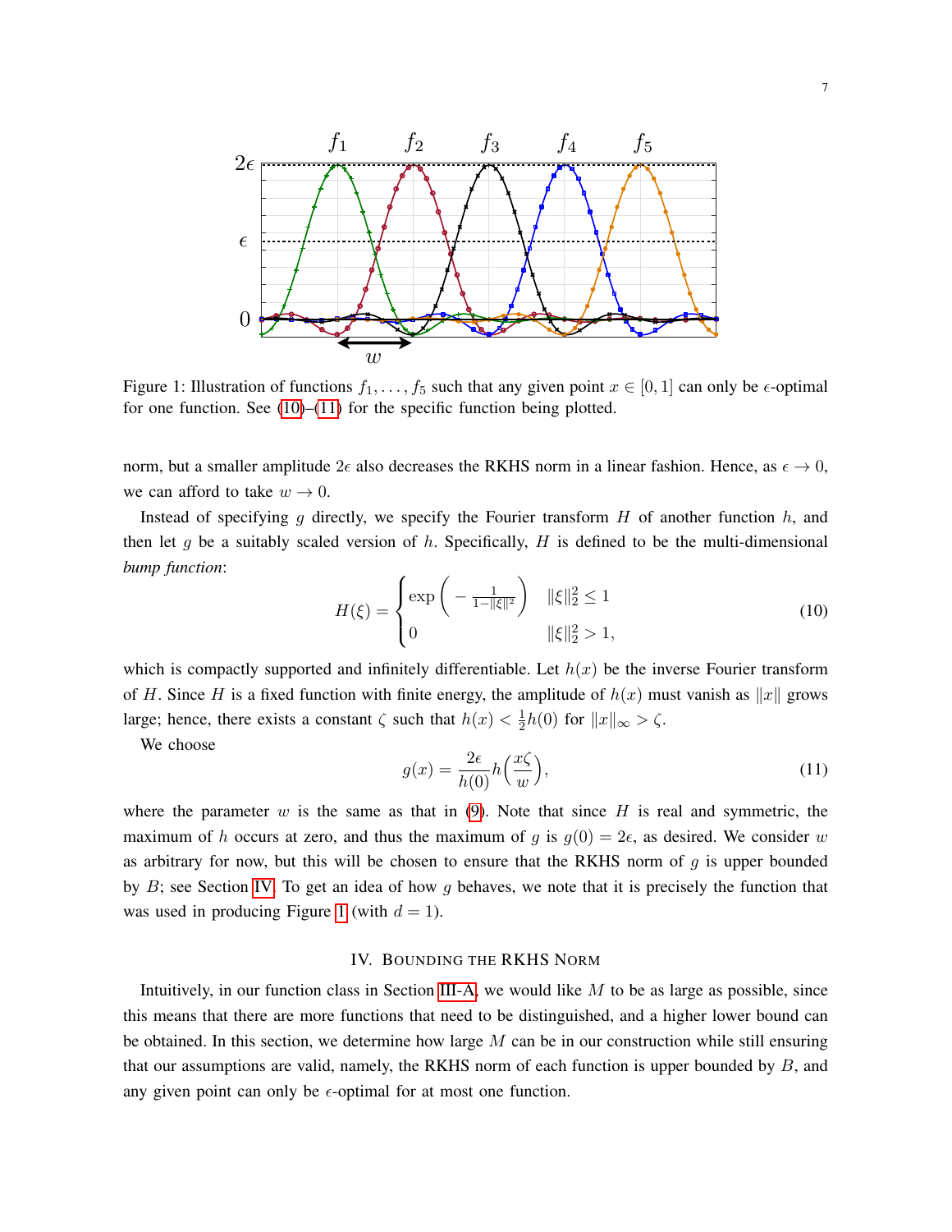Figure 1: Illustration of functions $f_1, \dots, f_5$ such that any given point $x \in [0,1]$ can only be $\epsilon$-optimal for one function. See (10)–(11) for the specific function being plotted.

norm, but a smaller amplitude $2\epsilon$ also decreases the RKHS norm in a linear fashion. Hence, as $\epsilon \to 0$, we can afford to take $w \to 0$.

Instead of specifying $g$ directly, we specify the Fourier transform $H$ of another function $h$, and then let $g$ be a suitably scaled version of $h$. Specifically, $H$ is defined to be the multi-dimensional *bump function*:

$$H(\xi) = \begin{cases} \exp\left(-\frac{1}{1-\|\xi\|^2}\right) & \|\xi\|_2^2 \le 1 \\ 0 & \|\xi\|_2^2 > 1, \end{cases} \tag{10}$$

which is compactly supported and infinitely differentiable. Let $h(x)$ be the inverse Fourier transform of $H$. Since $H$ is a fixed function with finite energy, the amplitude of $h(x)$ must vanish as $\|x\|$ grows large; hence, there exists a constant $\zeta$ such that $h(x) < \frac{1}{2}h(0)$ for $\|x\|_\infty > \zeta$.

We choose

$$g(x) = \frac{2\epsilon}{h(0)} h\Big(\frac{x\zeta}{w}\Big), \tag{11}$$

where the parameter $w$ is the same as that in (9). Note that since $H$ is real and symmetric, the maximum of $h$ occurs at zero, and thus the maximum of $g$ is $g(0) = 2\epsilon$, as desired. We consider $w$ as arbitrary for now, but this will be chosen to ensure that the RKHS norm of $g$ is upper bounded by $B$; see Section IV. To get an idea of how $g$ behaves, we note that it is precisely the function that was used in producing Figure 1 (with $d = 1$).

## IV. Bounding the RKHS Norm

Intuitively, in our function class in Section III-A, we would like $M$ to be as large as possible, since this means that there are more functions that need to be distinguished, and a higher lower bound can be obtained. In this section, we determine how large $M$ can be in our construction while still ensuring that our assumptions are valid, namely, the RKHS norm of each function is upper bounded by $B$, and any given point can only be $\epsilon$-optimal for at most one function.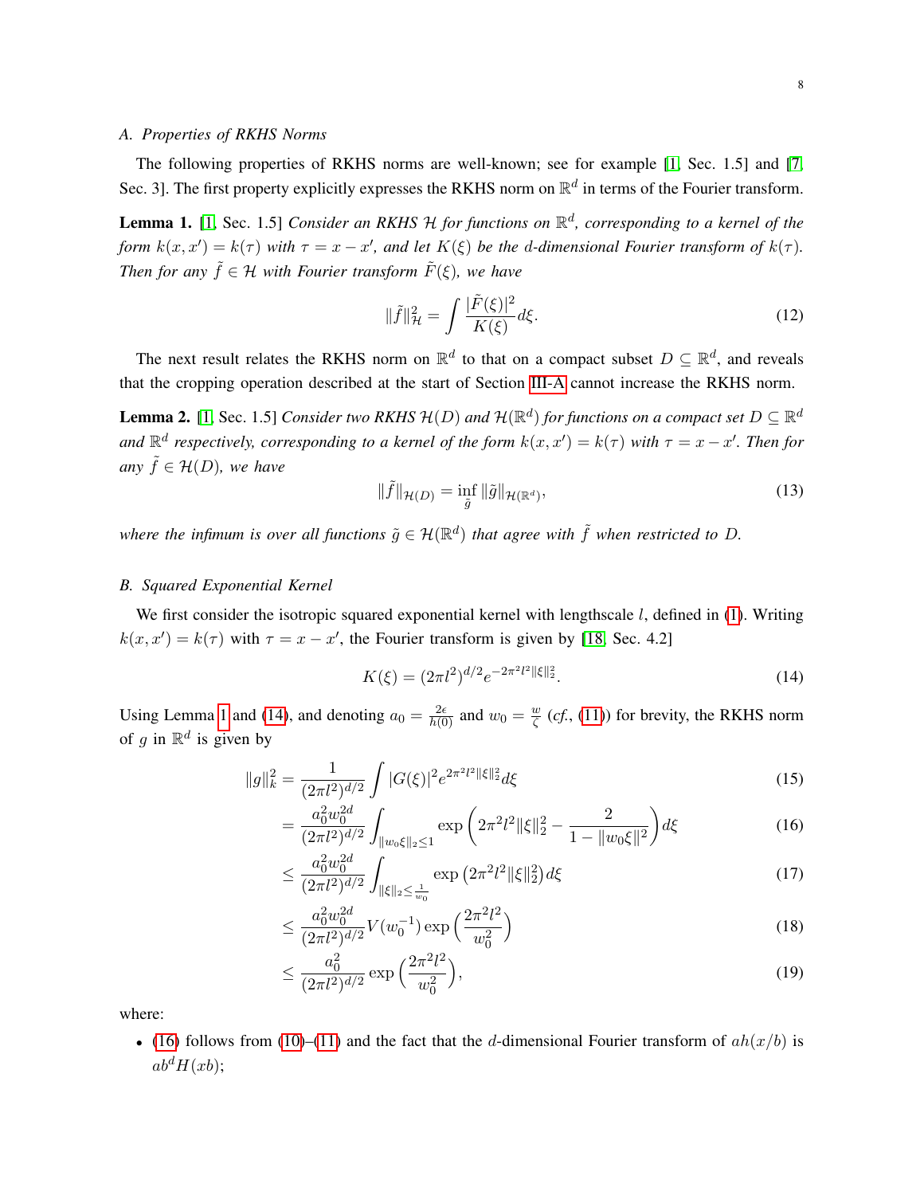### A. Properties of RKHS Norms

The following properties of RKHS norms are well-known; see for example [1, Sec. 1.5] and [7, Sec. 3]. The first property explicitly expresses the RKHS norm on $\mathbb{R}^d$ in terms of the Fourier transform.

**Lemma 1.** [1, Sec. 1.5] *Consider an RKHS $\mathcal{H}$ for functions on $\mathbb{R}^d$, corresponding to a kernel of the form $k(x,x') = k(\tau)$ with $\tau = x - x'$, and let $K(\xi)$ be the $d$-dimensional Fourier transform of $k(\tau)$. Then for any $\tilde{f} \in \mathcal{H}$ with Fourier transform $\tilde{F}(\xi)$, we have*

$$\|\tilde{f}\|_{\mathcal{H}}^2 = \int \frac{|\tilde{F}(\xi)|^2}{K(\xi)} d\xi. \tag{12}$$

The next result relates the RKHS norm on $\mathbb{R}^d$ to that on a compact subset $D \subseteq \mathbb{R}^d$, and reveals that the cropping operation described at the start of Section III-A cannot increase the RKHS norm.

**Lemma 2.** [1, Sec. 1.5] *Consider two RKHS $\mathcal{H}(D)$ and $\mathcal{H}(\mathbb{R}^d)$ for functions on a compact set $D \subseteq \mathbb{R}^d$ and $\mathbb{R}^d$ respectively, corresponding to a kernel of the form $k(x,x') = k(\tau)$ with $\tau = x - x'$. Then for any $\tilde{f} \in \mathcal{H}(D)$, we have*

$$\|\tilde{f}\|_{\mathcal{H}(D)} = \inf_{\tilde{g}} \|\tilde{g}\|_{\mathcal{H}(\mathbb{R}^d)}, \tag{13}$$

*where the infimum is over all functions $\tilde{g} \in \mathcal{H}(\mathbb{R}^d)$ that agree with $\tilde{f}$ when restricted to $D$.*

### B. Squared Exponential Kernel

We first consider the isotropic squared exponential kernel with lengthscale $l$, defined in (1). Writing $k(x,x') = k(\tau)$ with $\tau = x - x'$, the Fourier transform is given by [18, Sec. 4.2]

$$K(\xi) = (2\pi l^2)^{d/2} e^{-2\pi^2 l^2 \|\xi\|_2^2}. \tag{14}$$

Using Lemma 1 and (14), and denoting $a_0 = \frac{2\epsilon}{h(0)}$ and $w_0 = \frac{w}{\zeta}$ (*cf.*, (11)) for brevity, the RKHS norm of $g$ in $\mathbb{R}^d$ is given by

$$\|g\|_k^2 = \frac{1}{(2\pi l^2)^{d/2}} \int |G(\xi)|^2 e^{2\pi^2 l^2 \|\xi\|_2^2} d\xi \tag{15}$$

$$= \frac{a_0^2 w_0^{2d}}{(2\pi l^2)^{d/2}} \int_{\|w_0 \xi\|_2 \le 1} \exp\left(2\pi^2 l^2 \|\xi\|_2^2 - \frac{2}{1 - \|w_0 \xi\|^2}\right) d\xi \tag{16}$$

$$\le \frac{a_0^2 w_0^{2d}}{(2\pi l^2)^{d/2}} \int_{\|\xi\|_2 \le \frac{1}{w_0}} \exp\left(2\pi^2 l^2 \|\xi\|_2^2\right) d\xi \tag{17}$$

$$\le \frac{a_0^2 w_0^{2d}}{(2\pi l^2)^{d/2}} V(w_0^{-1}) \exp\left(\frac{2\pi^2 l^2}{w_0^2}\right) \tag{18}$$

$$\le \frac{a_0^2}{(2\pi l^2)^{d/2}} \exp\left(\frac{2\pi^2 l^2}{w_0^2}\right), \tag{19}$$

where:

- (16) follows from (10)–(11) and the fact that the $d$-dimensional Fourier transform of $ah(x/b)$ is $ab^d H(xb)$;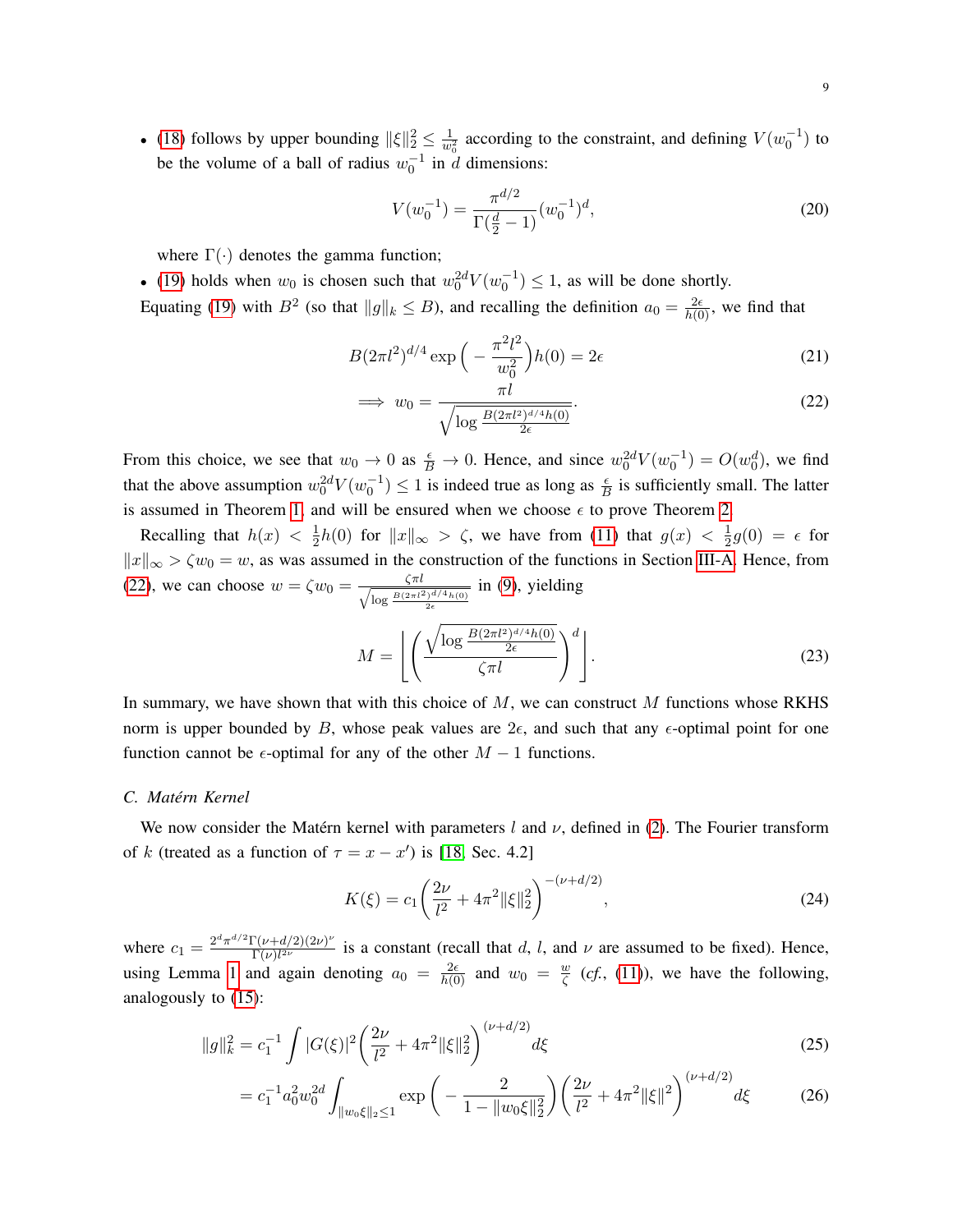- (18) follows by upper bounding $\|\xi\|_2^2 \leq \frac{1}{w_0^2}$ according to the constraint, and defining $V(w_0^{-1})$ to be the volume of a ball of radius $w_0^{-1}$ in $d$ dimensions:

$$V(w_0^{-1}) = \frac{\pi^{d/2}}{\Gamma(\frac{d}{2}-1)}(w_0^{-1})^d, \tag{20}$$

where $\Gamma(\cdot)$ denotes the gamma function;

- (19) holds when $w_0$ is chosen such that $w_0^{2d}V(w_0^{-1}) \leq 1$, as will be done shortly.

Equating (19) with $B^2$ (so that $\|g\|_k \leq B$), and recalling the definition $a_0 = \frac{2\epsilon}{h(0)}$, we find that

$$B(2\pi l^2)^{d/4} \exp\Big(-\frac{\pi^2 l^2}{w_0^2}\Big)h(0) = 2\epsilon \tag{21}$$

$$\implies w_0 = \frac{\pi l}{\sqrt{\log \frac{B(2\pi l^2)^{d/4}h(0)}{2\epsilon}}}. \tag{22}$$

From this choice, we see that $w_0 \to 0$ as $\frac{\epsilon}{B} \to 0$. Hence, and since $w_0^{2d}V(w_0^{-1}) = O(w_0^d)$, we find that the above assumption $w_0^{2d}V(w_0^{-1}) \leq 1$ is indeed true as long as $\frac{\epsilon}{B}$ is sufficiently small. The latter is assumed in Theorem 1, and will be ensured when we choose $\epsilon$ to prove Theorem 2.

Recalling that $h(x) < \frac{1}{2}h(0)$ for $\|x\|_\infty > \zeta$, we have from (11) that $g(x) < \frac{1}{2}g(0) = \epsilon$ for $\|x\|_\infty > \zeta w_0 = w$, as was assumed in the construction of the functions in Section III-A. Hence, from (22), we can choose $w = \zeta w_0 = \frac{\zeta \pi l}{\sqrt{\log \frac{B(2\pi l^2)^{d/4}h(0)}{2\epsilon}}}$ in (9), yielding

$$M = \left\lfloor \left( \frac{\sqrt{\log \frac{B(2\pi l^2)^{d/4}h(0)}{2\epsilon}}}{\zeta \pi l} \right)^d \right\rfloor. \tag{23}$$

In summary, we have shown that with this choice of $M$, we can construct $M$ functions whose RKHS norm is upper bounded by $B$, whose peak values are $2\epsilon$, and such that any $\epsilon$-optimal point for one function cannot be $\epsilon$-optimal for any of the other $M-1$ functions.

### C. Matérn Kernel

We now consider the Matérn kernel with parameters $l$ and $\nu$, defined in (2). The Fourier transform of $k$ (treated as a function of $\tau = x - x'$) is [18, Sec. 4.2]

$$K(\xi) = c_1\Big(\frac{2\nu}{l^2} + 4\pi^2\|\xi\|_2^2\Big)^{-(\nu+d/2)}, \tag{24}$$

where $c_1 = \frac{2^d\pi^{d/2}\Gamma(\nu+d/2)(2\nu)^\nu}{\Gamma(\nu)l^{2\nu}}$ is a constant (recall that $d$, $l$, and $\nu$ are assumed to be fixed). Hence, using Lemma 1 and again denoting $a_0 = \frac{2\epsilon}{h(0)}$ and $w_0 = \frac{w}{\zeta}$ (*cf.*, (11)), we have the following, analogously to (15):

$$\|g\|_k^2 = c_1^{-1}\int |G(\xi)|^2\Big(\frac{2\nu}{l^2} + 4\pi^2\|\xi\|_2^2\Big)^{(\nu+d/2)}d\xi \tag{25}$$

$$= c_1^{-1}a_0^2 w_0^{2d}\int_{\|w_0\xi\|_2\leq 1} \exp\Big(-\frac{2}{1-\|w_0\xi\|_2^2}\Big)\Big(\frac{2\nu}{l^2} + 4\pi^2\|\xi\|^2\Big)^{(\nu+d/2)}d\xi \tag{26}$$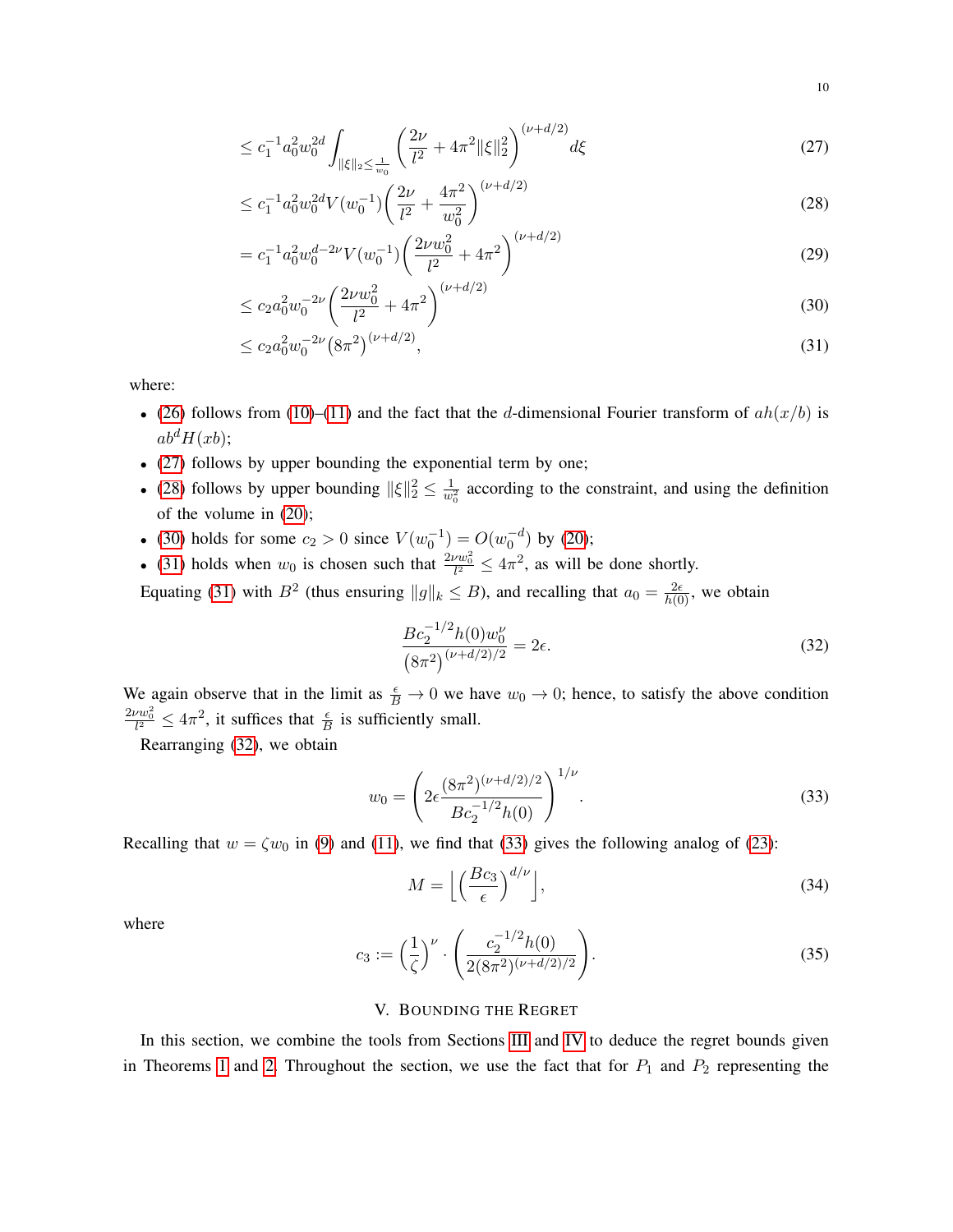$$
\leq c_1^{-1} a_0^2 w_0^{2d} \int_{\|\xi\|_2 \leq \frac{1}{w_0}} \left( \frac{2\nu}{l^2} + 4\pi^2 \|\xi\|_2^2 \right)^{(\nu + d/2)} d\xi \tag{27}
$$

$$
\leq c_1^{-1} a_0^2 w_0^{2d} V(w_0^{-1}) \left( \frac{2\nu}{l^2} + \frac{4\pi^2}{w_0^2} \right)^{(\nu + d/2)} \tag{28}
$$

$$
= c_1^{-1} a_0^2 w_0^{d - 2\nu} V(w_0^{-1}) \left( \frac{2\nu w_0^2}{l^2} + 4\pi^2 \right)^{(\nu + d/2)} \tag{29}
$$

$$
\leq c_2 a_0^2 w_0^{-2\nu} \left( \frac{2\nu w_0^2}{l^2} + 4\pi^2 \right)^{(\nu + d/2)} \tag{30}
$$

$$
\leq c_2 a_0^2 w_0^{-2\nu} \left( 8\pi^2 \right)^{(\nu + d/2)}, \tag{31}
$$

where:

- (26) follows from (10)–(11) and the fact that the $d$-dimensional Fourier transform of $ah(x/b)$ is $ab^d H(xb)$;
- (27) follows by upper bounding the exponential term by one;
- (28) follows by upper bounding $\|\xi\|_2^2 \leq \frac{1}{w_0^2}$ according to the constraint, and using the definition of the volume in (20);
- (30) holds for some $c_2 > 0$ since $V(w_0^{-1}) = O(w_0^{-d})$ by (20);
- (31) holds when $w_0$ is chosen such that $\frac{2\nu w_0^2}{l^2} \leq 4\pi^2$, as will be done shortly.

Equating (31) with $B^2$ (thus ensuring $\|g\|_k \leq B$), and recalling that $a_0 = \frac{2\epsilon}{h(0)}$, we obtain

$$
\frac{B c_2^{-1/2} h(0) w_0^{\nu}}{\left(8\pi^2\right)^{(\nu + d/2)/2}} = 2\epsilon. \tag{32}
$$

We again observe that in the limit as $\frac{\epsilon}{B} \to 0$ we have $w_0 \to 0$; hence, to satisfy the above condition $\frac{2\nu w_0^2}{l^2} \leq 4\pi^2$, it suffices that $\frac{\epsilon}{B}$ is sufficiently small.

Rearranging (32), we obtain

$$
w_0 = \left( 2\epsilon \frac{\left(8\pi^2\right)^{(\nu + d/2)/2}}{B c_2^{-1/2} h(0)} \right)^{1/\nu}. \tag{33}
$$

Recalling that $w = \zeta w_0$ in (9) and (11), we find that (33) gives the following analog of (23):

$$
M = \left\lfloor \left( \frac{B c_3}{\epsilon} \right)^{d/\nu} \right\rfloor, \tag{34}
$$

where

$$
c_3 := \left( \frac{1}{\zeta} \right)^{\nu} \cdot \left( \frac{c_2^{-1/2} h(0)}{2 \left(8\pi^2\right)^{(\nu + d/2)/2}} \right). \tag{35}
$$

## V. Bounding the Regret

In this section, we combine the tools from Sections III and IV to deduce the regret bounds given in Theorems 1 and 2. Throughout the section, we use the fact that for $P_1$ and $P_2$ representing the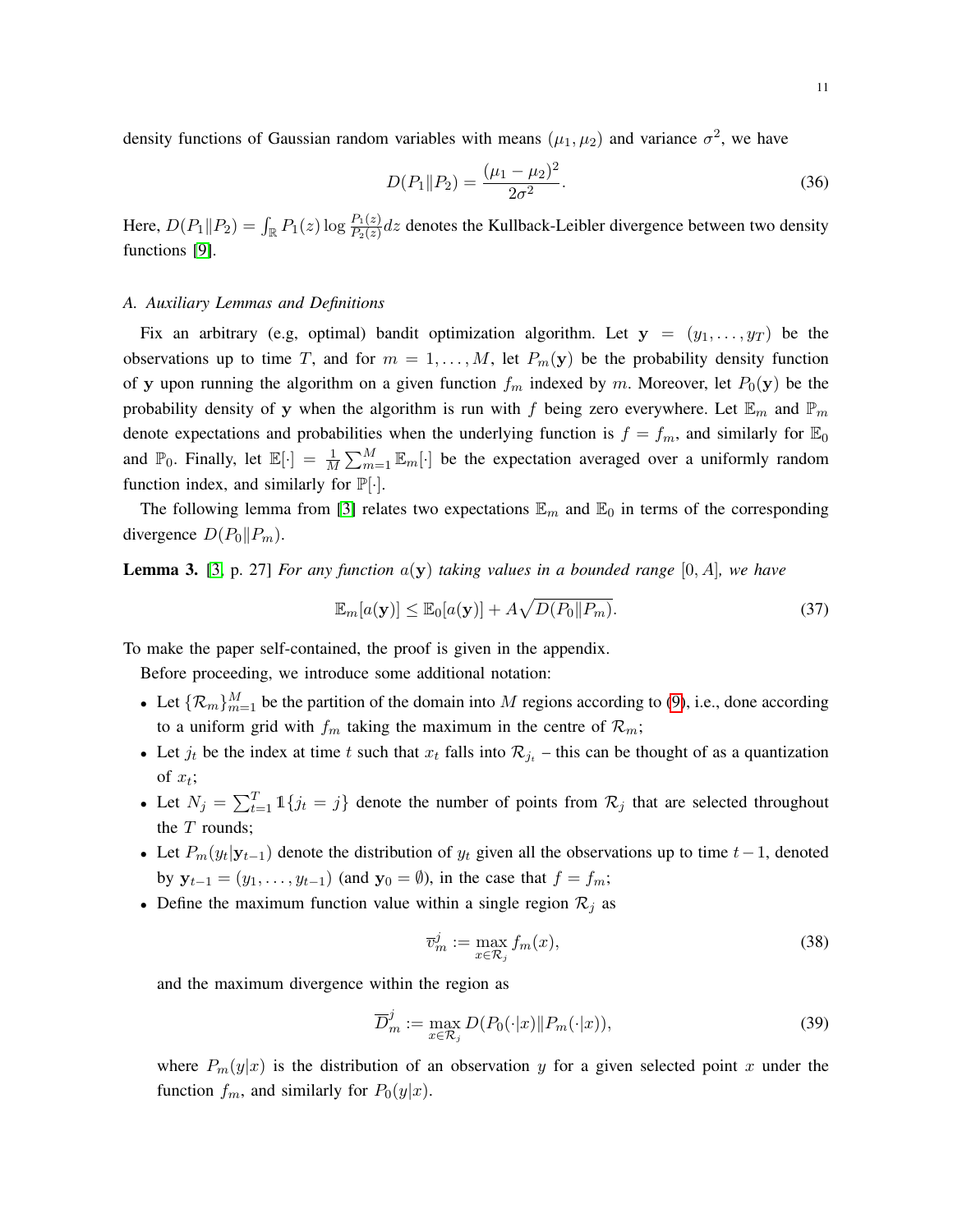density functions of Gaussian random variables with means $(\mu_1, \mu_2)$ and variance $\sigma^2$, we have

$$D(P_1 \| P_2) = \frac{(\mu_1 - \mu_2)^2}{2\sigma^2}. \tag{36}$$

Here, $D(P_1 \| P_2) = \int_{\mathbb{R}} P_1(z) \log \frac{P_1(z)}{P_2(z)} dz$ denotes the Kullback-Leibler divergence between two density functions [9].

### A. Auxiliary Lemmas and Definitions

Fix an arbitrary (e.g, optimal) bandit optimization algorithm. Let $\mathbf{y} = (y_1, \dots, y_T)$ be the observations up to time $T$, and for $m = 1, \dots, M$, let $P_m(\mathbf{y})$ be the probability density function of $\mathbf{y}$ upon running the algorithm on a given function $f_m$ indexed by $m$. Moreover, let $P_0(\mathbf{y})$ be the probability density of $\mathbf{y}$ when the algorithm is run with $f$ being zero everywhere. Let $\mathbb{E}_m$ and $\mathbb{P}_m$ denote expectations and probabilities when the underlying function is $f = f_m$, and similarly for $\mathbb{E}_0$ and $\mathbb{P}_0$. Finally, let $\mathbb{E}[\cdot] = \frac{1}{M} \sum_{m=1}^{M} \mathbb{E}_m[\cdot]$ be the expectation averaged over a uniformly random function index, and similarly for $\mathbb{P}[\cdot]$.

The following lemma from [3] relates two expectations $\mathbb{E}_m$ and $\mathbb{E}_0$ in terms of the corresponding divergence $D(P_0 \| P_m)$.

**Lemma 3.** [3, p. 27] *For any function $a(\mathbf{y})$ taking values in a bounded range $[0, A]$, we have*

$$\mathbb{E}_m[a(\mathbf{y})] \le \mathbb{E}_0[a(\mathbf{y})] + A\sqrt{D(P_0 \| P_m)}. \tag{37}$$

To make the paper self-contained, the proof is given in the appendix.

Before proceeding, we introduce some additional notation:

- Let $\{\mathcal{R}_m\}_{m=1}^{M}$ be the partition of the domain into $M$ regions according to (9), i.e., done according to a uniform grid with $f_m$ taking the maximum in the centre of $\mathcal{R}_m$;
- Let $j_t$ be the index at time $t$ such that $x_t$ falls into $\mathcal{R}_{j_t}$ – this can be thought of as a quantization of $x_t$;
- Let $N_j = \sum_{t=1}^{T} \mathbb{1}\{j_t = j\}$ denote the number of points from $\mathcal{R}_j$ that are selected throughout the $T$ rounds;
- Let $P_m(y_t|\mathbf{y}_{t-1})$ denote the distribution of $y_t$ given all the observations up to time $t-1$, denoted by $\mathbf{y}_{t-1} = (y_1, \dots, y_{t-1})$ (and $\mathbf{y}_0 = \emptyset$), in the case that $f = f_m$;
- Define the maximum function value within a single region $\mathcal{R}_j$ as

$$\overline{v}_m^j := \max_{x \in \mathcal{R}_j} f_m(x), \tag{38}$$

and the maximum divergence within the region as

$$\overline{D}_m^j := \max_{x \in \mathcal{R}_j} D(P_0(\cdot|x) \| P_m(\cdot|x)), \tag{39}$$

where $P_m(y|x)$ is the distribution of an observation $y$ for a given selected point $x$ under the function $f_m$, and similarly for $P_0(y|x)$.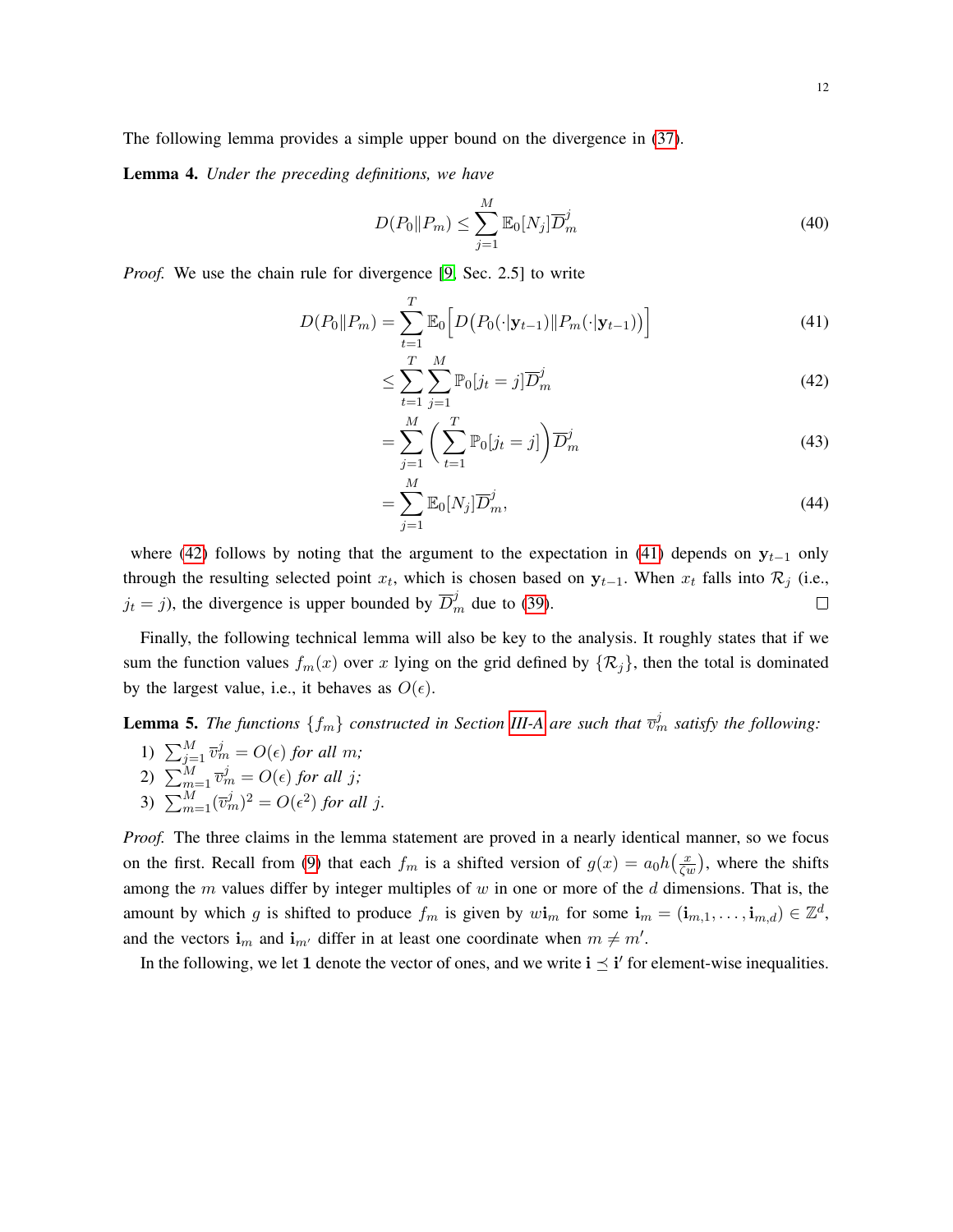The following lemma provides a simple upper bound on the divergence in (37).

**Lemma 4.** *Under the preceding definitions, we have*

$$D(P_0 \| P_m) \le \sum_{j=1}^{M} \mathbb{E}_0[N_j] \overline{D}_m^j \tag{40}$$

*Proof.* We use the chain rule for divergence [9, Sec. 2.5] to write

$$D(P_0 \| P_m) = \sum_{t=1}^{T} \mathbb{E}_0\Big[ D\big(P_0(\cdot | \mathbf{y}_{t-1}) \| P_m(\cdot | \mathbf{y}_{t-1})\big)\Big] \tag{41}$$

$$\le \sum_{t=1}^{T} \sum_{j=1}^{M} \mathbb{P}_0[j_t = j] \overline{D}_m^j \tag{42}$$

$$= \sum_{j=1}^{M} \bigg( \sum_{t=1}^{T} \mathbb{P}_0[j_t = j] \bigg) \overline{D}_m^j \tag{43}$$

$$= \sum_{j=1}^{M} \mathbb{E}_0[N_j] \overline{D}_m^j, \tag{44}$$

where (42) follows by noting that the argument to the expectation in (41) depends on $\mathbf{y}_{t-1}$ only through the resulting selected point $x_t$, which is chosen based on $\mathbf{y}_{t-1}$. When $x_t$ falls into $\mathcal{R}_j$ (i.e., $j_t = j$), the divergence is upper bounded by $\overline{D}_m^j$ due to (39). □

Finally, the following technical lemma will also be key to the analysis. It roughly states that if we sum the function values $f_m(x)$ over $x$ lying on the grid defined by $\{\mathcal{R}_j\}$, then the total is dominated by the largest value, i.e., it behaves as $O(\epsilon)$.

**Lemma 5.** *The functions $\{f_m\}$ constructed in Section III-A are such that $\overline{v}_m^j$ satisfy the following:*

1) $\sum_{j=1}^{M} \overline{v}_m^j = O(\epsilon)$ *for all $m$;*
2) $\sum_{m=1}^{M} \overline{v}_m^j = O(\epsilon)$ *for all $j$;*
3) $\sum_{m=1}^{M} (\overline{v}_m^j)^2 = O(\epsilon^2)$ *for all $j$.*

*Proof.* The three claims in the lemma statement are proved in a nearly identical manner, so we focus on the first. Recall from (9) that each $f_m$ is a shifted version of $g(x) = a_0 h\big(\frac{x}{\zeta w}\big)$, where the shifts among the $m$ values differ by integer multiples of $w$ in one or more of the $d$ dimensions. That is, the amount by which $g$ is shifted to produce $f_m$ is given by $w\mathbf{i}_m$ for some $\mathbf{i}_m = (\mathbf{i}_{m,1}, \dots, \mathbf{i}_{m,d}) \in \mathbb{Z}^d$, and the vectors $\mathbf{i}_m$ and $\mathbf{i}_{m'}$ differ in at least one coordinate when $m \ne m'$.

In the following, we let $\mathbf{1}$ denote the vector of ones, and we write $\mathbf{i} \preceq \mathbf{i}'$ for element-wise inequalities.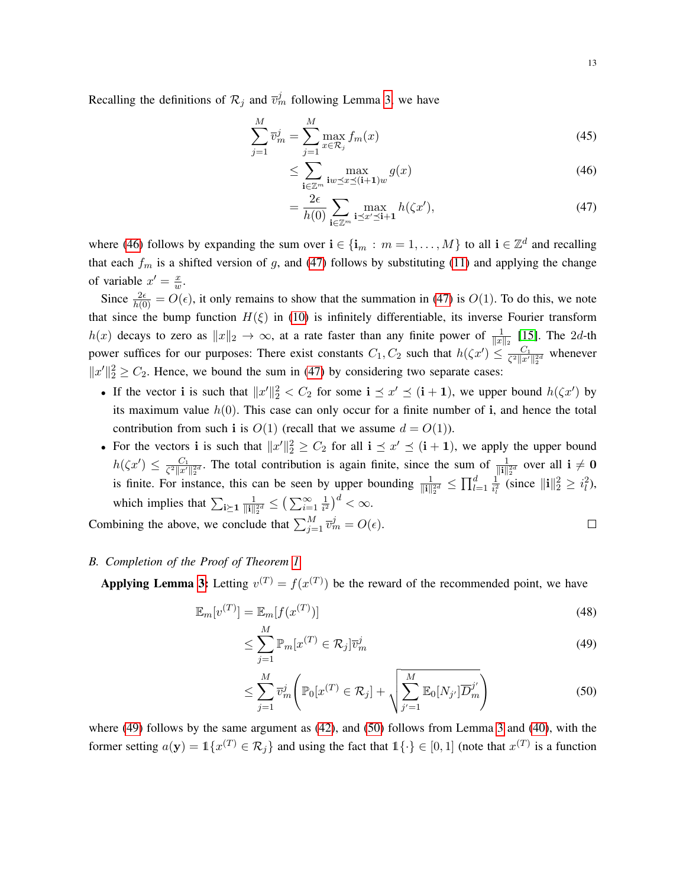Recalling the definitions of $\mathcal{R}_j$ and $\overline{v}_m^j$ following Lemma 3, we have

$$\sum_{j=1}^{M} \overline{v}_m^j = \sum_{j=1}^{M} \max_{x \in \mathcal{R}_j} f_m(x) \tag{45}$$

$$\leq \sum_{\mathbf{i} \in \mathbb{Z}^m} \max_{\mathbf{i}w \preceq x \preceq (\mathbf{i}+\mathbf{1})w} g(x) \tag{46}$$

$$= \frac{2\epsilon}{h(0)} \sum_{\mathbf{i} \in \mathbb{Z}^m} \max_{\mathbf{i} \preceq x' \preceq \mathbf{i}+\mathbf{1}} h(\zeta x'), \tag{47}$$

where (46) follows by expanding the sum over $\mathbf{i} \in \{\mathbf{i}_m : m = 1, \dots, M\}$ to all $\mathbf{i} \in \mathbb{Z}^d$ and recalling that each $f_m$ is a shifted version of $g$, and (47) follows by substituting (11) and applying the change of variable $x' = \frac{x}{w}$.

Since $\frac{2\epsilon}{h(0)} = O(\epsilon)$, it only remains to show that the summation in (47) is $O(1)$. To do this, we note that since the bump function $H(\xi)$ in (10) is infinitely differentiable, its inverse Fourier transform $h(x)$ decays to zero as $\|x\|_2 \to \infty$, at a rate faster than any finite power of $\frac{1}{\|x\|_2}$ [15]. The $2d$-th power suffices for our purposes: There exist constants $C_1, C_2$ such that $h(\zeta x') \leq \frac{C_1}{\zeta^2 \|x'\|_2^{2d}}$ whenever $\|x'\|_2^2 \geq C_2$. Hence, we bound the sum in (47) by considering two separate cases:

- If the vector $\mathbf{i}$ is such that $\|x'\|_2^2 < C_2$ for some $\mathbf{i} \preceq x' \preceq (\mathbf{i}+\mathbf{1})$, we upper bound $h(\zeta x')$ by its maximum value $h(0)$. This case can only occur for a finite number of $\mathbf{i}$, and hence the total contribution from such $\mathbf{i}$ is $O(1)$ (recall that we assume $d = O(1)$).
- For the vectors $\mathbf{i}$ is such that $\|x'\|_2^2 \geq C_2$ for all $\mathbf{i} \preceq x' \preceq (\mathbf{i}+\mathbf{1})$, we apply the upper bound $h(\zeta x') \leq \frac{C_1}{\zeta^2 \|x'\|_2^{2d}}$. The total contribution is again finite, since the sum of $\frac{1}{\|\mathbf{i}\|_2^{2d}}$ over all $\mathbf{i} \neq \mathbf{0}$ is finite. For instance, this can be seen by upper bounding $\frac{1}{\|\mathbf{i}\|_2^{2d}} \leq \prod_{l=1}^{d} \frac{1}{i_l^2}$ (since $\|\mathbf{i}\|_2^2 \geq i_l^2$), which implies that $\sum_{\mathbf{i} \succeq \mathbf{1}} \frac{1}{\|\mathbf{i}\|_2^{2d}} \leq \big(\sum_{i=1}^{\infty} \frac{1}{i^2}\big)^d < \infty$.

Combining the above, we conclude that $\sum_{j=1}^{M} \overline{v}_m^j = O(\epsilon)$. □

### B. Completion of the Proof of Theorem 1

**Applying Lemma 3:** Letting $v^{(T)} = f(x^{(T)})$ be the reward of the recommended point, we have

$$\mathbb{E}_m[v^{(T)}] = \mathbb{E}_m[f(x^{(T)})] \tag{48}$$

$$\leq \sum_{j=1}^{M} \mathbb{P}_m[x^{(T)} \in \mathcal{R}_j] \overline{v}_m^j \tag{49}$$

$$\leq \sum_{j=1}^{M} \overline{v}_m^j \left( \mathbb{P}_0[x^{(T)} \in \mathcal{R}_j] + \sqrt{\sum_{j'=1}^{M} \mathbb{E}_0[N_{j'}] \overline{D}_m^{j'}} \right) \tag{50}$$

where (49) follows by the same argument as (42), and (50) follows from Lemma 3 and (40), with the former setting $a(\mathbf{y}) = \mathbb{1}\{x^{(T)} \in \mathcal{R}_j\}$ and using the fact that $\mathbb{1}\{\cdot\} \in [0,1]$ (note that $x^{(T)}$ is a function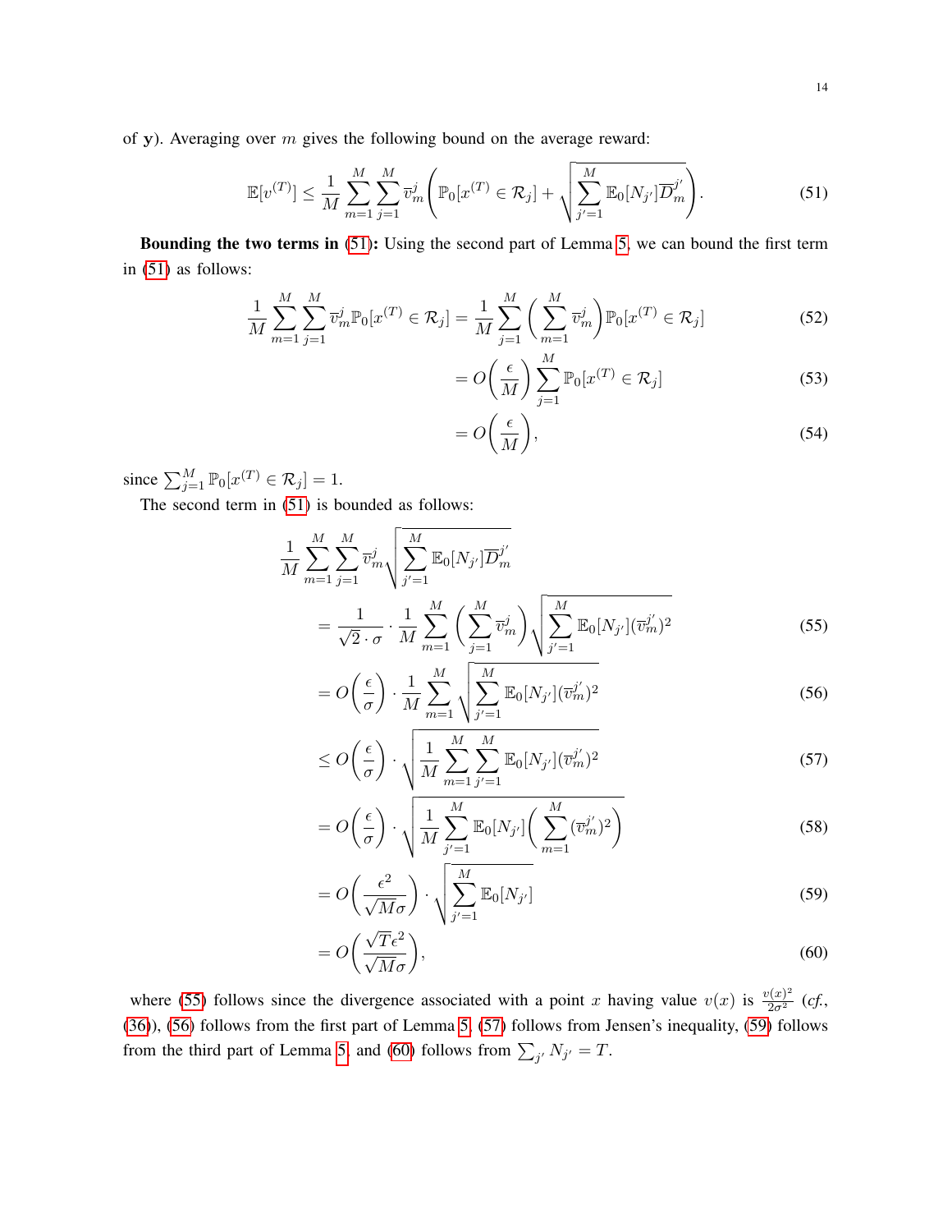of $\mathbf{y}$). Averaging over $m$ gives the following bound on the average reward:

$$\mathbb{E}[v^{(T)}] \le \frac{1}{M}\sum_{m=1}^{M}\sum_{j=1}^{M}\overline{v}_m^j\left(\mathbb{P}_0[x^{(T)} \in \mathcal{R}_j] + \sqrt{\sum_{j'=1}^{M}\mathbb{E}_0[N_{j'}]\overline{D}_m^{j'}}\right). \tag{51}$$

**Bounding the two terms in (51):** Using the second part of Lemma 5, we can bound the first term in (51) as follows:

$$\begin{aligned}
\frac{1}{M}\sum_{m=1}^{M}\sum_{j=1}^{M}\overline{v}_m^j\mathbb{P}_0[x^{(T)} \in \mathcal{R}_j] &= \frac{1}{M}\sum_{j=1}^{M}\left(\sum_{m=1}^{M}\overline{v}_m^j\right)\mathbb{P}_0[x^{(T)} \in \mathcal{R}_j] &(52)\\
&= O\left(\frac{\epsilon}{M}\right)\sum_{j=1}^{M}\mathbb{P}_0[x^{(T)} \in \mathcal{R}_j] &(53)\\
&= O\left(\frac{\epsilon}{M}\right), &(54)
\end{aligned}$$

since $\sum_{j=1}^{M}\mathbb{P}_0[x^{(T)} \in \mathcal{R}_j] = 1$.

The second term in (51) is bounded as follows:

$$\begin{aligned}
&\frac{1}{M}\sum_{m=1}^{M}\sum_{j=1}^{M}\overline{v}_m^j\sqrt{\sum_{j'=1}^{M}\mathbb{E}_0[N_{j'}]\overline{D}_m^{j'}} \\
&= \frac{1}{\sqrt{2}\cdot\sigma}\cdot\frac{1}{M}\sum_{m=1}^{M}\left(\sum_{j=1}^{M}\overline{v}_m^j\right)\sqrt{\sum_{j'=1}^{M}\mathbb{E}_0[N_{j'}](\overline{v}_m^{j'})^2} &(55)\\
&= O\left(\frac{\epsilon}{\sigma}\right)\cdot\frac{1}{M}\sum_{m=1}^{M}\sqrt{\sum_{j'=1}^{M}\mathbb{E}_0[N_{j'}](\overline{v}_m^{j'})^2} &(56)\\
&\le O\left(\frac{\epsilon}{\sigma}\right)\cdot\sqrt{\frac{1}{M}\sum_{m=1}^{M}\sum_{j'=1}^{M}\mathbb{E}_0[N_{j'}](\overline{v}_m^{j'})^2} &(57)\\
&= O\left(\frac{\epsilon}{\sigma}\right)\cdot\sqrt{\frac{1}{M}\sum_{j'=1}^{M}\mathbb{E}_0[N_{j'}]\left(\sum_{m=1}^{M}(\overline{v}_m^{j'})^2\right)} &(58)\\
&= O\left(\frac{\epsilon^2}{\sqrt{M}\sigma}\right)\cdot\sqrt{\sum_{j'=1}^{M}\mathbb{E}_0[N_{j'}]} &(59)\\
&= O\left(\frac{\sqrt{T}\epsilon^2}{\sqrt{M}\sigma}\right), &(60)
\end{aligned}$$

where (55) follows since the divergence associated with a point $x$ having value $v(x)$ is $\frac{v(x)^2}{2\sigma^2}$ (*cf.*, (36)), (56) follows from the first part of Lemma 5, (57) follows from Jensen's inequality, (59) follows from the third part of Lemma 5, and (60) follows from $\sum_{j'} N_{j'} = T$.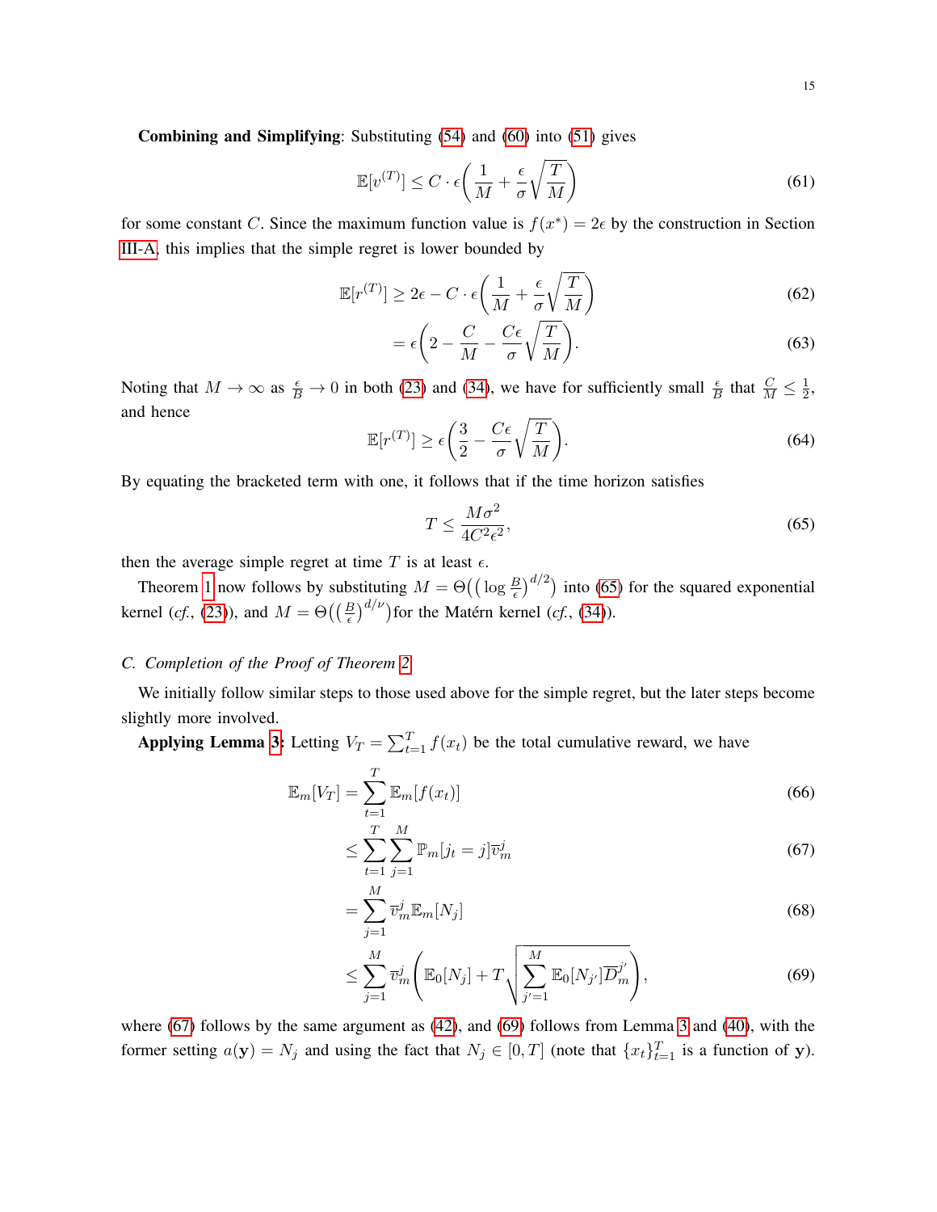**Combining and Simplifying**: Substituting (54) and (60) into (51) gives

$$\mathbb{E}[v^{(T)}] \le C \cdot \epsilon\bigg(\frac{1}{M} + \frac{\epsilon}{\sigma}\sqrt{\frac{T}{M}}\bigg) \tag{61}$$

for some constant $C$. Since the maximum function value is $f(x^*) = 2\epsilon$ by the construction in Section III-A, this implies that the simple regret is lower bounded by

$$\mathbb{E}[r^{(T)}] \ge 2\epsilon - C \cdot \epsilon\bigg(\frac{1}{M} + \frac{\epsilon}{\sigma}\sqrt{\frac{T}{M}}\bigg) \tag{62}$$

$$= \epsilon\bigg(2 - \frac{C}{M} - \frac{C\epsilon}{\sigma}\sqrt{\frac{T}{M}}\bigg). \tag{63}$$

Noting that $M \to \infty$ as $\frac{\epsilon}{B} \to 0$ in both (23) and (34), we have for sufficiently small $\frac{\epsilon}{B}$ that $\frac{C}{M} \le \frac{1}{2}$, and hence

$$\mathbb{E}[r^{(T)}] \ge \epsilon\bigg(\frac{3}{2} - \frac{C\epsilon}{\sigma}\sqrt{\frac{T}{M}}\bigg). \tag{64}$$

By equating the bracketed term with one, it follows that if the time horizon satisfies

$$T \le \frac{M\sigma^2}{4C^2\epsilon^2}, \tag{65}$$

then the average simple regret at time $T$ is at least $\epsilon$.

Theorem 1 now follows by substituting $M = \Theta\big(\big(\log\frac{B}{\epsilon}\big)^{d/2}\big)$ into (65) for the squared exponential kernel (*cf.*, (23)), and $M = \Theta\big(\big(\frac{B}{\epsilon}\big)^{d/\nu}\big)$ for the Matérn kernel (*cf.*, (34)).

### C. Completion of the Proof of Theorem 2

We initially follow similar steps to those used above for the simple regret, but the later steps become slightly more involved.

**Applying Lemma 3**: Letting $V_T = \sum_{t=1}^T f(x_t)$ be the total cumulative reward, we have

$$\mathbb{E}_m[V_T] = \sum_{t=1}^T \mathbb{E}_m[f(x_t)] \tag{66}$$

$$\le \sum_{t=1}^T \sum_{j=1}^M \mathbb{P}_m[j_t = j]\overline{v}_m^j \tag{67}$$

$$= \sum_{j=1}^M \overline{v}_m^j \mathbb{E}_m[N_j] \tag{68}$$

$$\le \sum_{j=1}^M \overline{v}_m^j\Bigg(\mathbb{E}_0[N_j] + T\sqrt{\sum_{j'=1}^M \mathbb{E}_0[N_{j'}]\overline{D}_m^{j'}}\Bigg), \tag{69}$$

where (67) follows by the same argument as (42), and (69) follows from Lemma 3 and (40), with the former setting $a(\mathbf{y}) = N_j$ and using the fact that $N_j \in [0, T]$ (note that $\{x_t\}_{t=1}^T$ is a function of $\mathbf{y}$).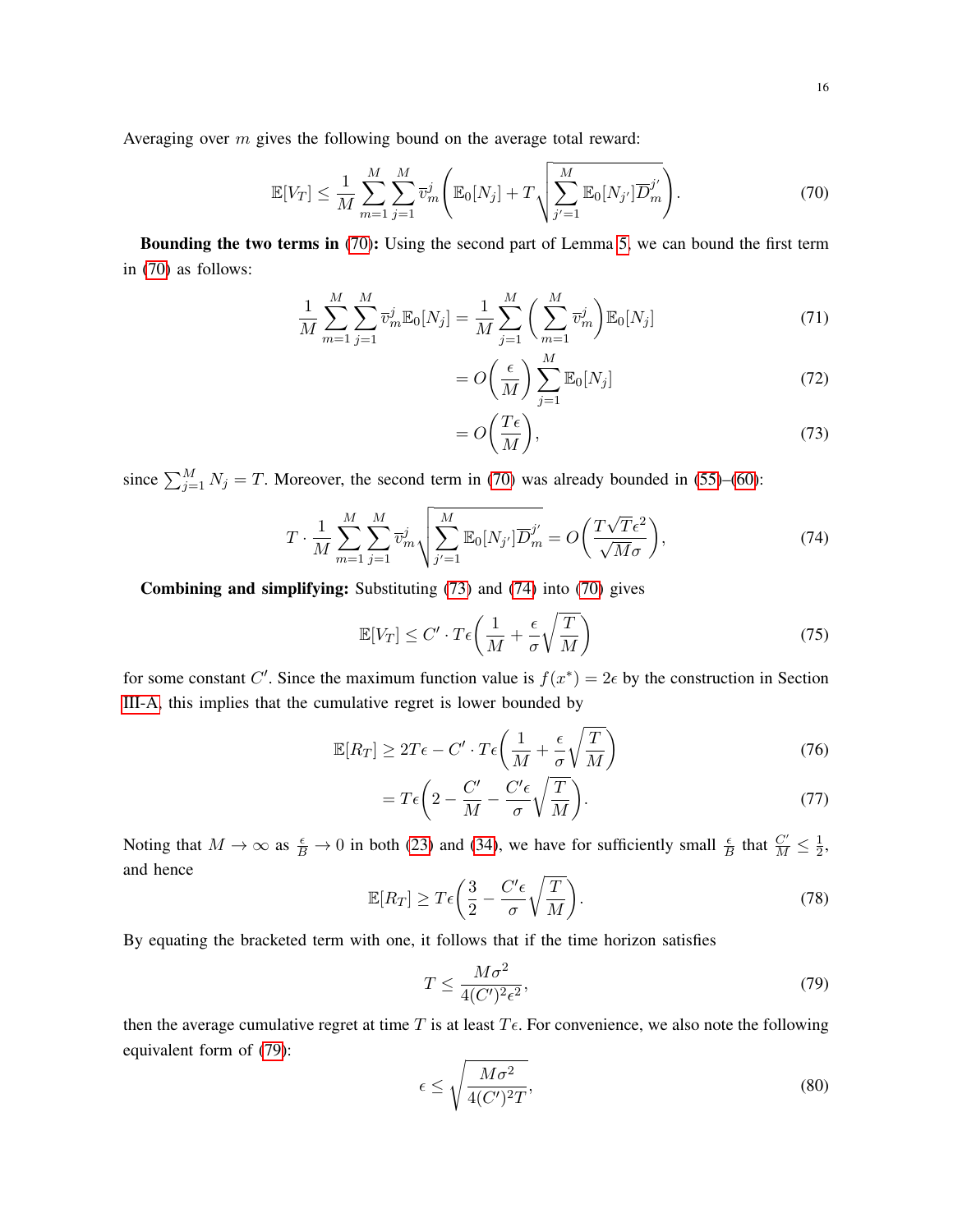Averaging over $m$ gives the following bound on the average total reward:

$$\mathbb{E}[V_T] \leq \frac{1}{M}\sum_{m=1}^{M}\sum_{j=1}^{M}\overline{v}_m^j\Bigg(\mathbb{E}_0[N_j] + T\sqrt{\sum_{j'=1}^{M}\mathbb{E}_0[N_{j'}]\overline{D}_m^{j'}}\Bigg). \tag{70}$$

**Bounding the two terms in (70):** Using the second part of Lemma 5, we can bound the first term in (70) as follows:

$$\frac{1}{M}\sum_{m=1}^{M}\sum_{j=1}^{M}\overline{v}_m^j\mathbb{E}_0[N_j] = \frac{1}{M}\sum_{j=1}^{M}\bigg(\sum_{m=1}^{M}\overline{v}_m^j\bigg)\mathbb{E}_0[N_j] \tag{71}$$

$$= O\bigg(\frac{\epsilon}{M}\bigg)\sum_{j=1}^{M}\mathbb{E}_0[N_j] \tag{72}$$

$$= O\bigg(\frac{T\epsilon}{M}\bigg), \tag{73}$$

since $\sum_{j=1}^{M} N_j = T$. Moreover, the second term in (70) was already bounded in (55)–(60):

$$T\cdot\frac{1}{M}\sum_{m=1}^{M}\sum_{j=1}^{M}\overline{v}_m^j\sqrt{\sum_{j'=1}^{M}\mathbb{E}_0[N_{j'}]\overline{D}_m^{j'}} = O\bigg(\frac{T\sqrt{T}\epsilon^2}{\sqrt{M}\sigma}\bigg), \tag{74}$$

**Combining and simplifying:** Substituting (73) and (74) into (70) gives

$$\mathbb{E}[V_T] \leq C'\cdot T\epsilon\bigg(\frac{1}{M} + \frac{\epsilon}{\sigma}\sqrt{\frac{T}{M}}\bigg) \tag{75}$$

for some constant $C'$. Since the maximum function value is $f(x^*) = 2\epsilon$ by the construction in Section III-A, this implies that the cumulative regret is lower bounded by

$$\mathbb{E}[R_T] \geq 2T\epsilon - C'\cdot T\epsilon\bigg(\frac{1}{M} + \frac{\epsilon}{\sigma}\sqrt{\frac{T}{M}}\bigg) \tag{76}$$

$$= T\epsilon\bigg(2 - \frac{C'}{M} - \frac{C'\epsilon}{\sigma}\sqrt{\frac{T}{M}}\bigg). \tag{77}$$

Noting that $M \to \infty$ as $\frac{\epsilon}{B} \to 0$ in both (23) and (34), we have for sufficiently small $\frac{\epsilon}{B}$ that $\frac{C'}{M} \leq \frac{1}{2}$, and hence

$$\mathbb{E}[R_T] \geq T\epsilon\bigg(\frac{3}{2} - \frac{C'\epsilon}{\sigma}\sqrt{\frac{T}{M}}\bigg). \tag{78}$$

By equating the bracketed term with one, it follows that if the time horizon satisfies

$$T \leq \frac{M\sigma^2}{4(C')^2\epsilon^2}, \tag{79}$$

then the average cumulative regret at time $T$ is at least $T\epsilon$. For convenience, we also note the following equivalent form of (79):

$$\epsilon \leq \sqrt{\frac{M\sigma^2}{4(C')^2 T}}, \tag{80}$$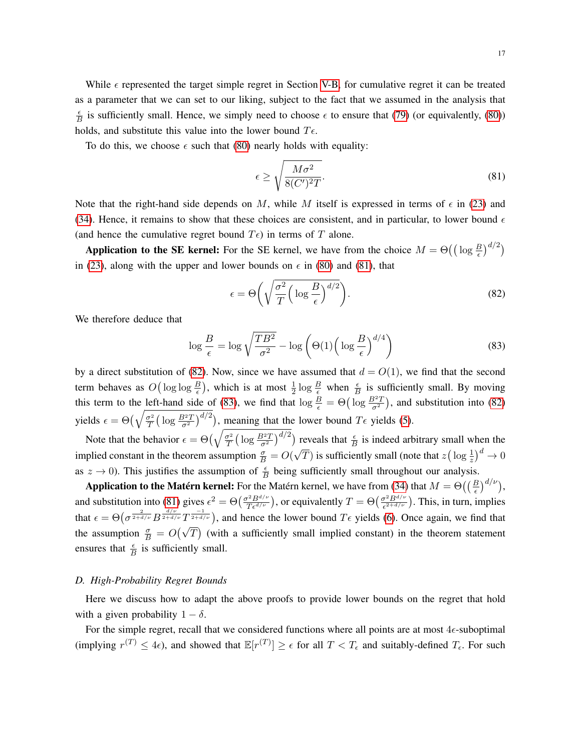While $\epsilon$ represented the target simple regret in Section V-B, for cumulative regret it can be treated as a parameter that we can set to our liking, subject to the fact that we assumed in the analysis that $\frac{\epsilon}{B}$ is sufficiently small. Hence, we simply need to choose $\epsilon$ to ensure that (79) (or equivalently, (80)) holds, and substitute this value into the lower bound $T\epsilon$.

To do this, we choose $\epsilon$ such that (80) nearly holds with equality:

$$\epsilon \geq \sqrt{\frac{M\sigma^2}{8(C')^2 T}}. \tag{81}$$

Note that the right-hand side depends on $M$, while $M$ itself is expressed in terms of $\epsilon$ in (23) and (34). Hence, it remains to show that these choices are consistent, and in particular, to lower bound $\epsilon$ (and hence the cumulative regret bound $T\epsilon$) in terms of $T$ alone.

**Application to the SE kernel:** For the SE kernel, we have from the choice $M = \Theta\big(\big(\log \frac{B}{\epsilon}\big)^{d/2}\big)$ in (23), along with the upper and lower bounds on $\epsilon$ in (80) and (81), that

$$\epsilon = \Theta\Bigg(\sqrt{\frac{\sigma^2}{T}\Big(\log \frac{B}{\epsilon}\Big)^{d/2}}\Bigg). \tag{82}$$

We therefore deduce that

$$\log \frac{B}{\epsilon} = \log \sqrt{\frac{TB^2}{\sigma^2}} - \log\bigg(\Theta(1)\Big(\log \frac{B}{\epsilon}\Big)^{d/4}\bigg) \tag{83}$$

by a direct substitution of (82). Now, since we have assumed that $d = O(1)$, we find that the second term behaves as $O\big(\log\log \frac{B}{\epsilon}\big)$, which is at most $\frac{1}{2}\log \frac{B}{\epsilon}$ when $\frac{\epsilon}{B}$ is sufficiently small. By moving this term to the left-hand side of (83), we find that $\log \frac{B}{\epsilon} = \Theta\big(\log \frac{B^2 T}{\sigma^2}\big)$, and substitution into (82) yields $\epsilon = \Theta\Big(\sqrt{\frac{\sigma^2}{T}\big(\log \frac{B^2T}{\sigma^2}\big)^{d/2}}\Big)$, meaning that the lower bound $T\epsilon$ yields (5).

Note that the behavior $\epsilon = \Theta\Big(\sqrt{\frac{\sigma^2}{T}\big(\log \frac{B^2T}{\sigma^2}\big)^{d/2}}\Big)$ reveals that $\frac{\epsilon}{B}$ is indeed arbitrary small when the implied constant in the theorem assumption $\frac{\sigma}{B} = O(\sqrt{T})$ is sufficiently small (note that $z\big(\log\frac{1}{z}\big)^d \to 0$ as $z \to 0$). This justifies the assumption of $\frac{\epsilon}{B}$ being sufficiently small throughout our analysis.

**Application to the Matérn kernel:** For the Matérn kernel, we have from (34) that $M = \Theta\big(\big(\frac{B}{\epsilon}\big)^{d/\nu}\big)$, and substitution into (81) gives $\epsilon^2 = \Theta\big(\frac{\sigma^2 B^{d/\nu}}{T\epsilon^{d/\nu}}\big)$, or equivalently $T = \Theta\big(\frac{\sigma^2 B^{d/\nu}}{\epsilon^{2+d/\nu}}\big)$. This, in turn, implies that $\epsilon = \Theta\big(\sigma^{\frac{2}{2+d/\nu}} B^{\frac{d/\nu}{2+d/\nu}} T^{\frac{-1}{2+d/\nu}}\big)$, and hence the lower bound $T\epsilon$ yields (6). Once again, we find that the assumption $\frac{\sigma}{B} = O(\sqrt{T})$ (with a sufficiently small implied constant) in the theorem statement ensures that $\frac{\epsilon}{B}$ is sufficiently small.

### D. High-Probability Regret Bounds

Here we discuss how to adapt the above proofs to provide lower bounds on the regret that hold with a given probability $1-\delta$.

For the simple regret, recall that we considered functions where all points are at most $4\epsilon$-suboptimal (implying $r^{(T)} \leq 4\epsilon$), and showed that $\mathbb{E}[r^{(T)}] \geq \epsilon$ for all $T < T_\epsilon$ and suitably-defined $T_\epsilon$. For such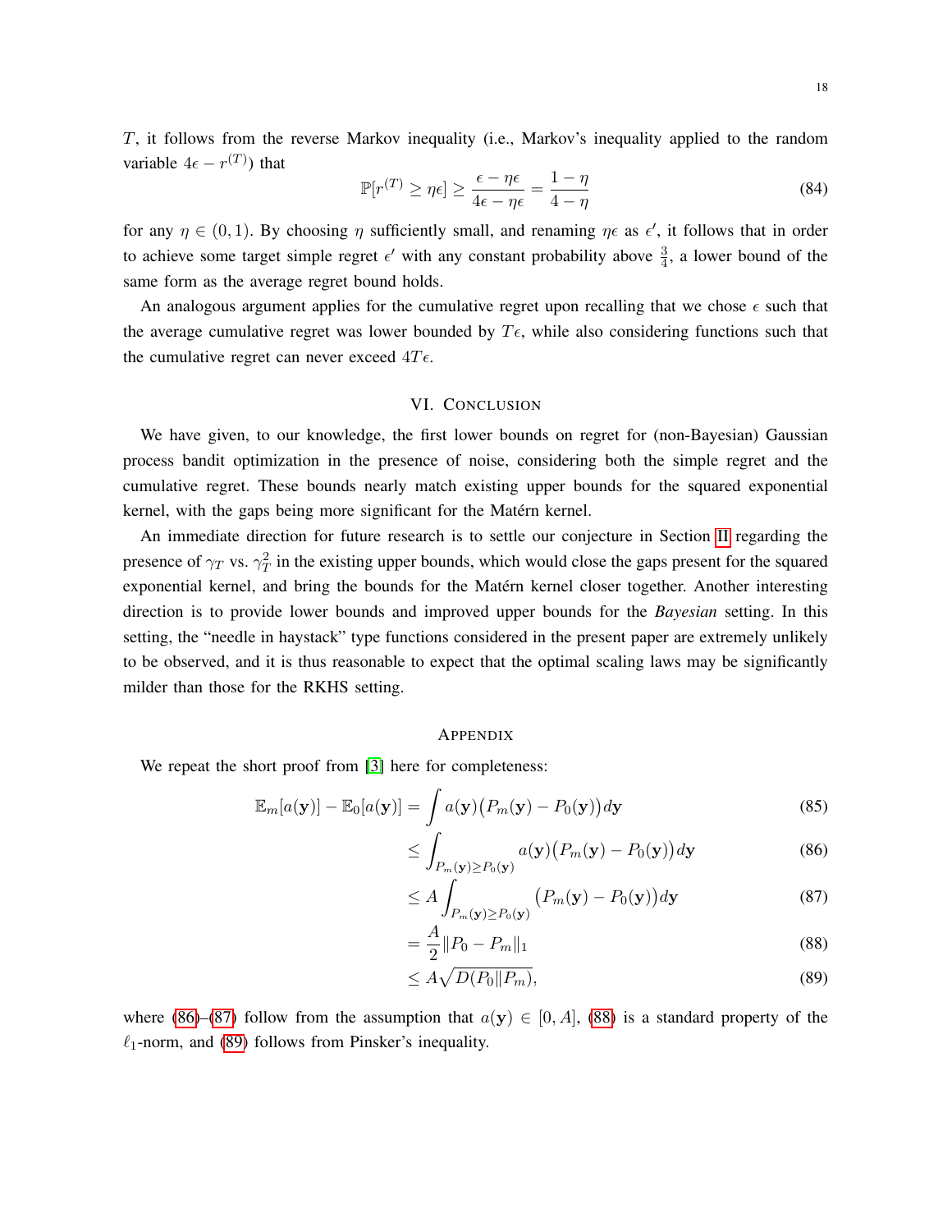$T$, it follows from the reverse Markov inequality (i.e., Markov's inequality applied to the random variable $4\epsilon - r^{(T)}$) that

$$\mathbb{P}[r^{(T)} \geq \eta\epsilon] \geq \frac{\epsilon - \eta\epsilon}{4\epsilon - \eta\epsilon} = \frac{1-\eta}{4-\eta} \tag{84}$$

for any $\eta \in (0,1)$. By choosing $\eta$ sufficiently small, and renaming $\eta\epsilon$ as $\epsilon'$, it follows that in order to achieve some target simple regret $\epsilon'$ with any constant probability above $\frac{3}{4}$, a lower bound of the same form as the average regret bound holds.

An analogous argument applies for the cumulative regret upon recalling that we chose $\epsilon$ such that the average cumulative regret was lower bounded by $T\epsilon$, while also considering functions such that the cumulative regret can never exceed $4T\epsilon$.

## VI. Conclusion

We have given, to our knowledge, the first lower bounds on regret for (non-Bayesian) Gaussian process bandit optimization in the presence of noise, considering both the simple regret and the cumulative regret. These bounds nearly match existing upper bounds for the squared exponential kernel, with the gaps being more significant for the Matérn kernel.

An immediate direction for future research is to settle our conjecture in Section II regarding the presence of $\gamma_T$ vs. $\gamma_T^2$ in the existing upper bounds, which would close the gaps present for the squared exponential kernel, and bring the bounds for the Matérn kernel closer together. Another interesting direction is to provide lower bounds and improved upper bounds for the *Bayesian* setting. In this setting, the "needle in haystack" type functions considered in the present paper are extremely unlikely to be observed, and it is thus reasonable to expect that the optimal scaling laws may be significantly milder than those for the RKHS setting.

## Appendix

We repeat the short proof from [3] here for completeness:

$$\mathbb{E}_m[a(\mathbf{y})] - \mathbb{E}_0[a(\mathbf{y})] = \int a(\mathbf{y})\big(P_m(\mathbf{y}) - P_0(\mathbf{y})\big)d\mathbf{y} \tag{85}$$

$$\leq \int_{P_m(\mathbf{y}) \geq P_0(\mathbf{y})} a(\mathbf{y})\big(P_m(\mathbf{y}) - P_0(\mathbf{y})\big)d\mathbf{y} \tag{86}$$

$$\leq A \int_{P_m(\mathbf{y}) \geq P_0(\mathbf{y})} \big(P_m(\mathbf{y}) - P_0(\mathbf{y})\big)d\mathbf{y} \tag{87}$$

$$= \frac{A}{2}\|P_0 - P_m\|_1 \tag{88}$$

$$\leq A\sqrt{D(P_0 \| P_m)}, \tag{89}$$

where (86)–(87) follow from the assumption that $a(\mathbf{y}) \in [0, A]$, (88) is a standard property of the $\ell_1$-norm, and (89) follows from Pinsker's inequality.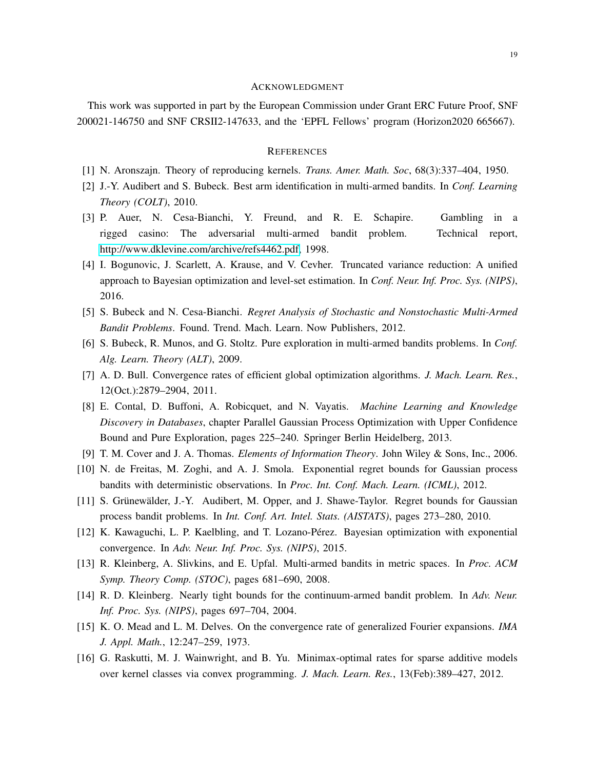## ACKNOWLEDGMENT

This work was supported in part by the European Commission under Grant ERC Future Proof, SNF 200021-146750 and SNF CRSII2-147633, and the 'EPFL Fellows' program (Horizon2020 665667).

## REFERENCES

[1] N. Aronszajn. Theory of reproducing kernels. *Trans. Amer. Math. Soc*, 68(3):337–404, 1950.

[2] J.-Y. Audibert and S. Bubeck. Best arm identification in multi-armed bandits. In *Conf. Learning Theory (COLT)*, 2010.

[3] P. Auer, N. Cesa-Bianchi, Y. Freund, and R. E. Schapire. Gambling in a rigged casino: The adversarial multi-armed bandit problem. Technical report, http://www.dklevine.com/archive/refs4462.pdf, 1998.

[4] I. Bogunovic, J. Scarlett, A. Krause, and V. Cevher. Truncated variance reduction: A unified approach to Bayesian optimization and level-set estimation. In *Conf. Neur. Inf. Proc. Sys. (NIPS)*, 2016.

[5] S. Bubeck and N. Cesa-Bianchi. *Regret Analysis of Stochastic and Nonstochastic Multi-Armed Bandit Problems*. Found. Trend. Mach. Learn. Now Publishers, 2012.

[6] S. Bubeck, R. Munos, and G. Stoltz. Pure exploration in multi-armed bandits problems. In *Conf. Alg. Learn. Theory (ALT)*, 2009.

[7] A. D. Bull. Convergence rates of efficient global optimization algorithms. *J. Mach. Learn. Res.*, 12(Oct.):2879–2904, 2011.

[8] E. Contal, D. Buffoni, A. Robicquet, and N. Vayatis. *Machine Learning and Knowledge Discovery in Databases*, chapter Parallel Gaussian Process Optimization with Upper Confidence Bound and Pure Exploration, pages 225–240. Springer Berlin Heidelberg, 2013.

[9] T. M. Cover and J. A. Thomas. *Elements of Information Theory*. John Wiley & Sons, Inc., 2006.

[10] N. de Freitas, M. Zoghi, and A. J. Smola. Exponential regret bounds for Gaussian process bandits with deterministic observations. In *Proc. Int. Conf. Mach. Learn. (ICML)*, 2012.

[11] S. Grünewälder, J.-Y. Audibert, M. Opper, and J. Shawe-Taylor. Regret bounds for Gaussian process bandit problems. In *Int. Conf. Art. Intel. Stats. (AISTATS)*, pages 273–280, 2010.

[12] K. Kawaguchi, L. P. Kaelbling, and T. Lozano-Pérez. Bayesian optimization with exponential convergence. In *Adv. Neur. Inf. Proc. Sys. (NIPS)*, 2015.

[13] R. Kleinberg, A. Slivkins, and E. Upfal. Multi-armed bandits in metric spaces. In *Proc. ACM Symp. Theory Comp. (STOC)*, pages 681–690, 2008.

[14] R. D. Kleinberg. Nearly tight bounds for the continuum-armed bandit problem. In *Adv. Neur. Inf. Proc. Sys. (NIPS)*, pages 697–704, 2004.

[15] K. O. Mead and L. M. Delves. On the convergence rate of generalized Fourier expansions. *IMA J. Appl. Math.*, 12:247–259, 1973.

[16] G. Raskutti, M. J. Wainwright, and B. Yu. Minimax-optimal rates for sparse additive models over kernel classes via convex programming. *J. Mach. Learn. Res.*, 13(Feb):389–427, 2012.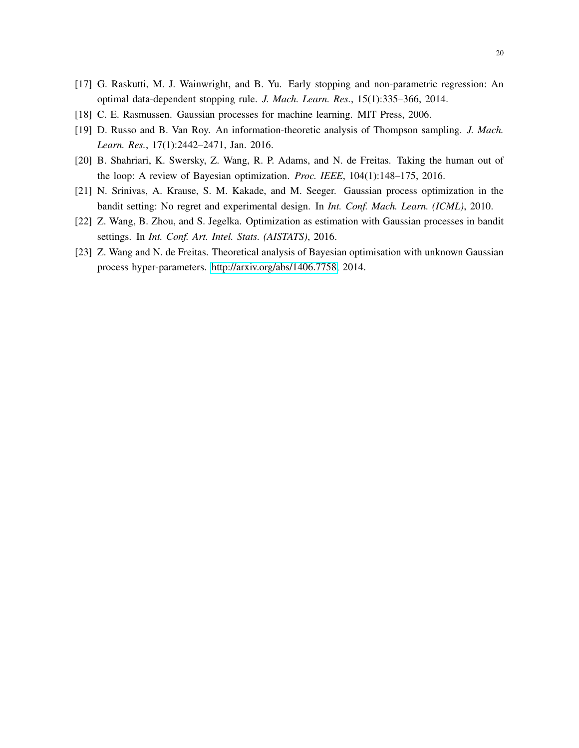[17] G. Raskutti, M. J. Wainwright, and B. Yu. Early stopping and non-parametric regression: An optimal data-dependent stopping rule. *J. Mach. Learn. Res.*, 15(1):335–366, 2014.

[18] C. E. Rasmussen. Gaussian processes for machine learning. MIT Press, 2006.

[19] D. Russo and B. Van Roy. An information-theoretic analysis of Thompson sampling. *J. Mach. Learn. Res.*, 17(1):2442–2471, Jan. 2016.

[20] B. Shahriari, K. Swersky, Z. Wang, R. P. Adams, and N. de Freitas. Taking the human out of the loop: A review of Bayesian optimization. *Proc. IEEE*, 104(1):148–175, 2016.

[21] N. Srinivas, A. Krause, S. M. Kakade, and M. Seeger. Gaussian process optimization in the bandit setting: No regret and experimental design. In *Int. Conf. Mach. Learn. (ICML)*, 2010.

[22] Z. Wang, B. Zhou, and S. Jegelka. Optimization as estimation with Gaussian processes in bandit settings. In *Int. Conf. Art. Intel. Stats. (AISTATS)*, 2016.

[23] Z. Wang and N. de Freitas. Theoretical analysis of Bayesian optimisation with unknown Gaussian process hyper-parameters. http://arxiv.org/abs/1406.7758, 2014.